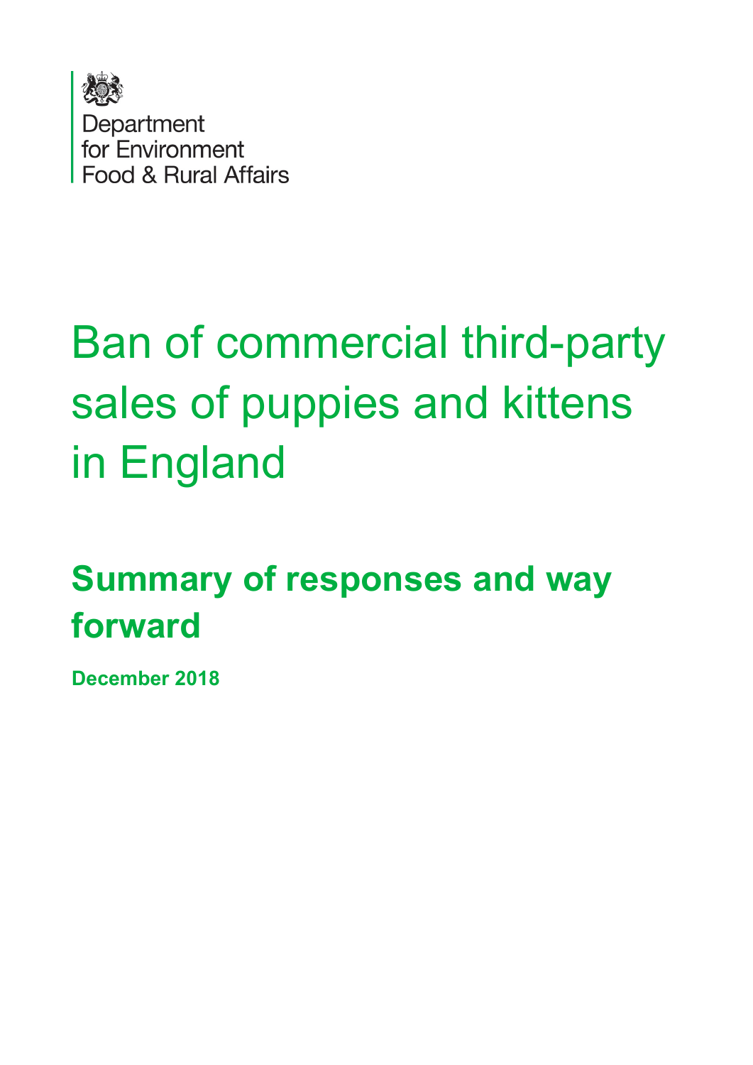Department for Environment Food & Rural Affairs

# Ban of commercial third-party sales of puppies and kittens in England

## Summary of responses and way forward

**December 2018**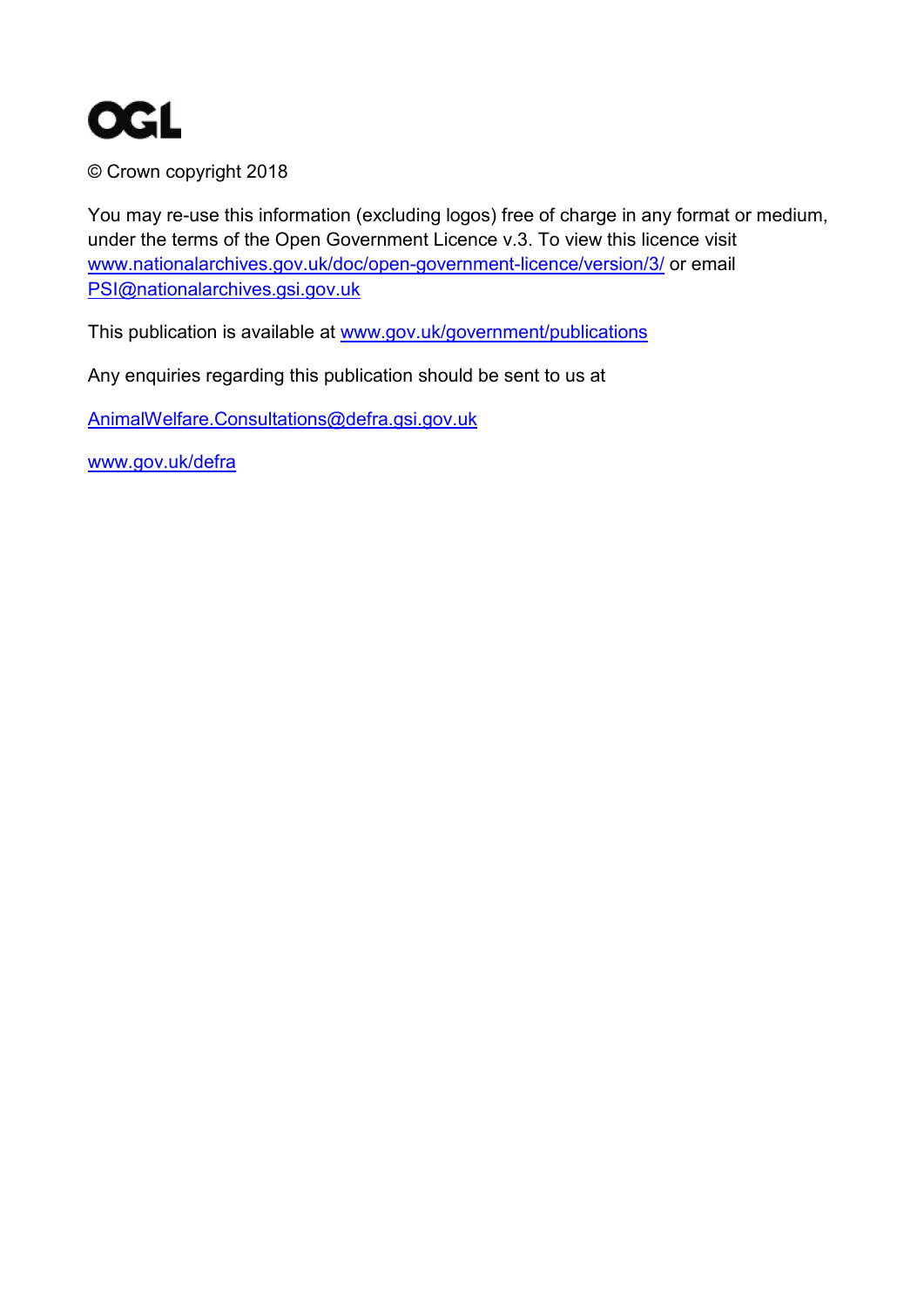OGL

© Crown copyright 2018

You may re-use this information (excluding logos) free of charge in any format or medium, under the terms of the Open Government Licence v.3. To view this licence visit www.nationalarchives.gov.uk/doc/open-government-licence/version/3/ or email PSI@nationalarchives.gsi.gov.uk

This publication is available at www.gov.uk/government/publications

Any enquiries regarding this publication should be sent to us at

AnimalWelfare.Consultations@defra.gsi.gov.uk

www.gov.uk/defra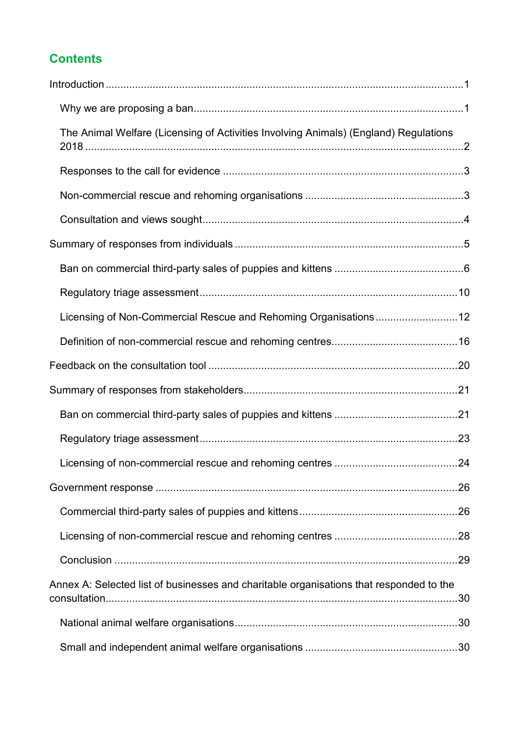## Contents

Introduction ..... 1

- Why we are proposing a ban ..... 1
- The Animal Welfare (Licensing of Activities Involving Animals) (England) Regulations 2018 ..... 2
- Responses to the call for evidence ..... 3
- Non-commercial rescue and rehoming organisations ..... 3
- Consultation and views sought ..... 4

Summary of responses from individuals ..... 5

- Ban on commercial third-party sales of puppies and kittens ..... 6
- Regulatory triage assessment ..... 10
- Licensing of Non-Commercial Rescue and Rehoming Organisations ..... 12
- Definition of non-commercial rescue and rehoming centres ..... 16

Feedback on the consultation tool ..... 20

Summary of responses from stakeholders ..... 21

- Ban on commercial third-party sales of puppies and kittens ..... 21
- Regulatory triage assessment ..... 23
- Licensing of non-commercial rescue and rehoming centres ..... 24

Government response ..... 26

- Commercial third-party sales of puppies and kittens ..... 26
- Licensing of non-commercial rescue and rehoming centres ..... 28
- Conclusion ..... 29

Annex A: Selected list of businesses and charitable organisations that responded to the consultation ..... 30

- National animal welfare organisations ..... 30
- Small and independent animal welfare organisations ..... 30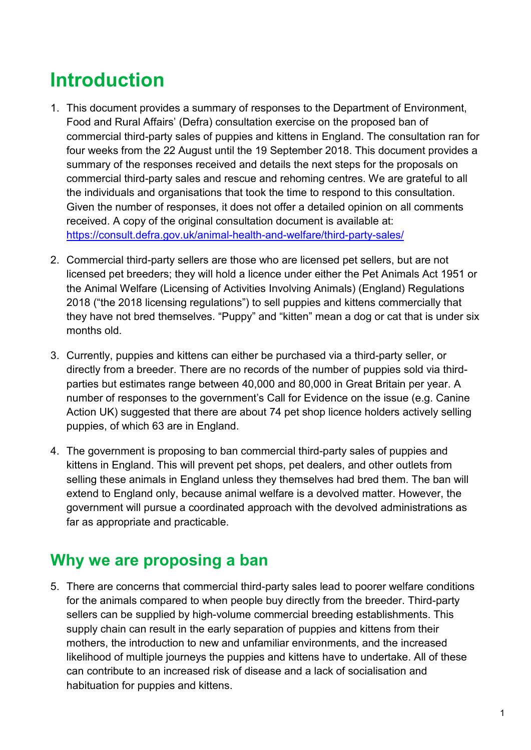# Introduction

1. This document provides a summary of responses to the Department of Environment, Food and Rural Affairs' (Defra) consultation exercise on the proposed ban of commercial third-party sales of puppies and kittens in England. The consultation ran for four weeks from the 22 August until the 19 September 2018. This document provides a summary of the responses received and details the next steps for the proposals on commercial third-party sales and rescue and rehoming centres. We are grateful to all the individuals and organisations that took the time to respond to this consultation. Given the number of responses, it does not offer a detailed opinion on all comments received. A copy of the original consultation document is available at: [https://consult.defra.gov.uk/animal-health-and-welfare/third-party-sales/](https://consult.defra.gov.uk/animal-health-and-welfare/third-party-sales/)

2. Commercial third-party sellers are those who are licensed pet sellers, but are not licensed pet breeders; they will hold a licence under either the Pet Animals Act 1951 or the Animal Welfare (Licensing of Activities Involving Animals) (England) Regulations 2018 ("the 2018 licensing regulations") to sell puppies and kittens commercially that they have not bred themselves. "Puppy" and "kitten" mean a dog or cat that is under six months old.

3. Currently, puppies and kittens can either be purchased via a third-party seller, or directly from a breeder. There are no records of the number of puppies sold via third-parties but estimates range between 40,000 and 80,000 in Great Britain per year. A number of responses to the government's Call for Evidence on the issue (e.g. Canine Action UK) suggested that there are about 74 pet shop licence holders actively selling puppies, of which 63 are in England.

4. The government is proposing to ban commercial third-party sales of puppies and kittens in England. This will prevent pet shops, pet dealers, and other outlets from selling these animals in England unless they themselves had bred them. The ban will extend to England only, because animal welfare is a devolved matter. However, the government will pursue a coordinated approach with the devolved administrations as far as appropriate and practicable.

## Why we are proposing a ban

5. There are concerns that commercial third-party sales lead to poorer welfare conditions for the animals compared to when people buy directly from the breeder. Third-party sellers can be supplied by high-volume commercial breeding establishments. This supply chain can result in the early separation of puppies and kittens from their mothers, the introduction to new and unfamiliar environments, and the increased likelihood of multiple journeys the puppies and kittens have to undertake. All of these can contribute to an increased risk of disease and a lack of socialisation and habituation for puppies and kittens.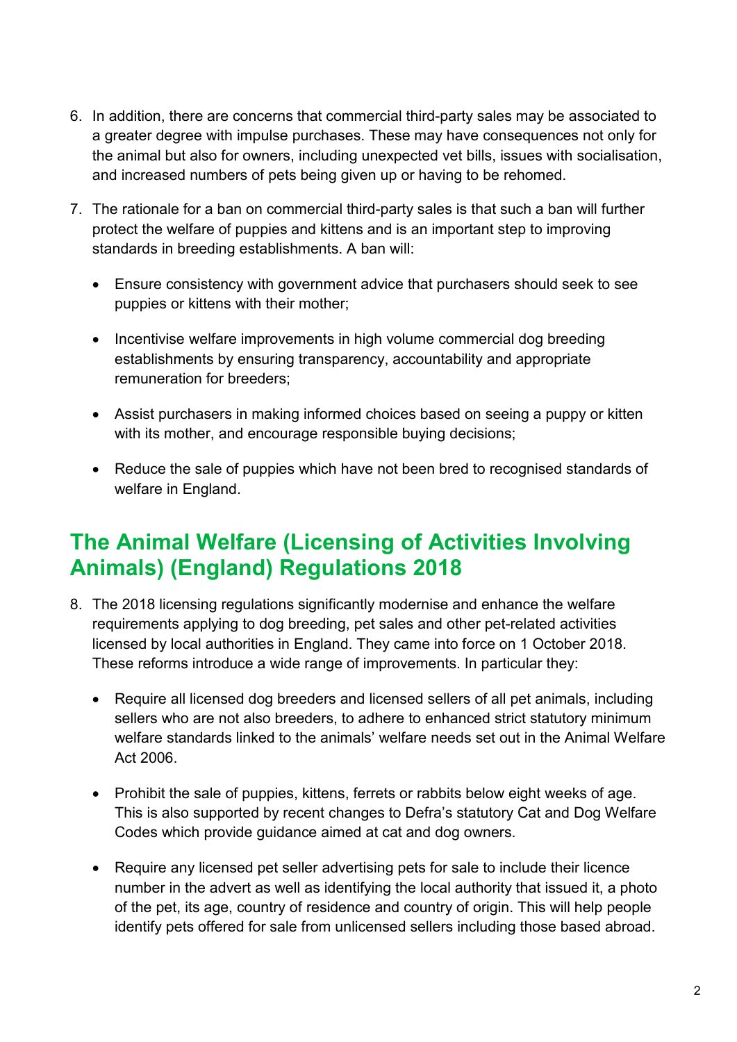6. In addition, there are concerns that commercial third-party sales may be associated to a greater degree with impulse purchases. These may have consequences not only for the animal but also for owners, including unexpected vet bills, issues with socialisation, and increased numbers of pets being given up or having to be rehomed.

7. The rationale for a ban on commercial third-party sales is that such a ban will further protect the welfare of puppies and kittens and is an important step to improving standards in breeding establishments. A ban will:

   - Ensure consistency with government advice that purchasers should seek to see puppies or kittens with their mother;

   - Incentivise welfare improvements in high volume commercial dog breeding establishments by ensuring transparency, accountability and appropriate remuneration for breeders;

   - Assist purchasers in making informed choices based on seeing a puppy or kitten with its mother, and encourage responsible buying decisions;

   - Reduce the sale of puppies which have not been bred to recognised standards of welfare in England.

## The Animal Welfare (Licensing of Activities Involving Animals) (England) Regulations 2018

8. The 2018 licensing regulations significantly modernise and enhance the welfare requirements applying to dog breeding, pet sales and other pet-related activities licensed by local authorities in England. They came into force on 1 October 2018. These reforms introduce a wide range of improvements. In particular they:

   - Require all licensed dog breeders and licensed sellers of all pet animals, including sellers who are not also breeders, to adhere to enhanced strict statutory minimum welfare standards linked to the animals' welfare needs set out in the Animal Welfare Act 2006.

   - Prohibit the sale of puppies, kittens, ferrets or rabbits below eight weeks of age. This is also supported by recent changes to Defra's statutory Cat and Dog Welfare Codes which provide guidance aimed at cat and dog owners.

   - Require any licensed pet seller advertising pets for sale to include their licence number in the advert as well as identifying the local authority that issued it, a photo of the pet, its age, country of residence and country of origin. This will help people identify pets offered for sale from unlicensed sellers including those based abroad.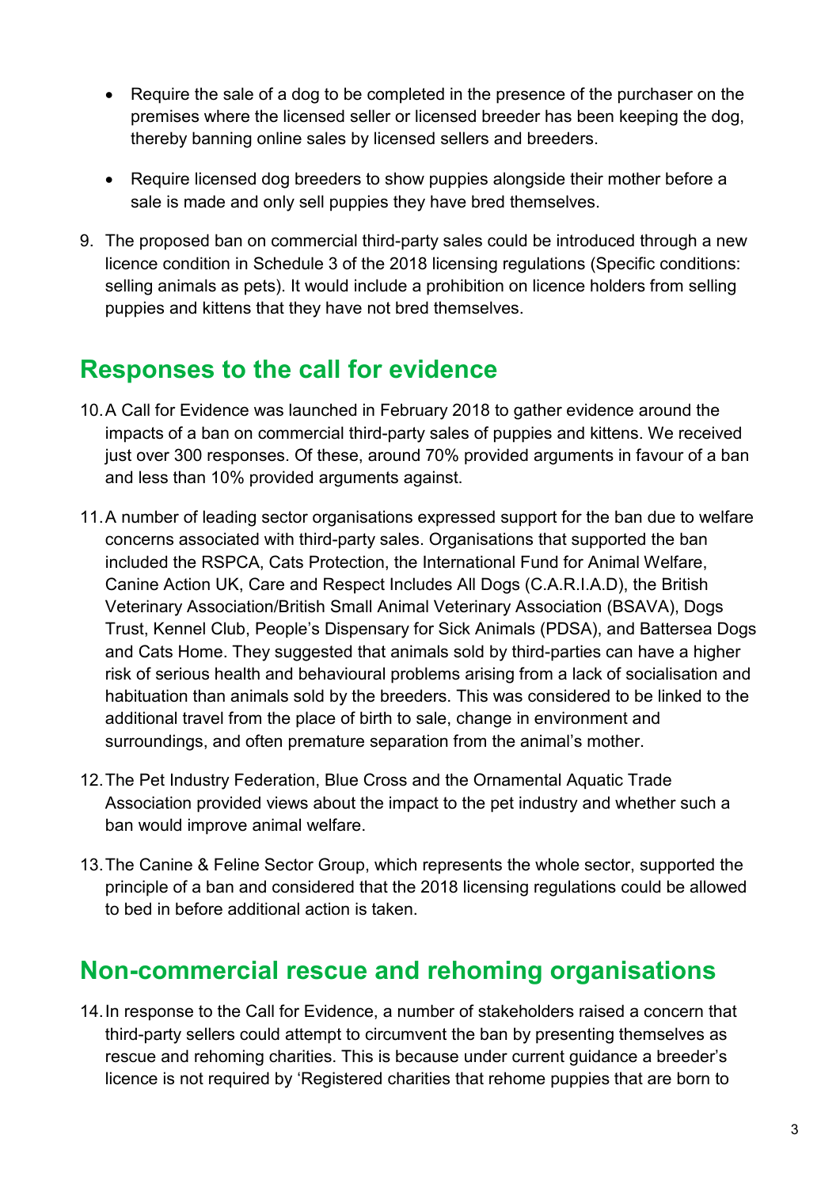- Require the sale of a dog to be completed in the presence of the purchaser on the premises where the licensed seller or licensed breeder has been keeping the dog, thereby banning online sales by licensed sellers and breeders.

- Require licensed dog breeders to show puppies alongside their mother before a sale is made and only sell puppies they have bred themselves.

9. The proposed ban on commercial third-party sales could be introduced through a new licence condition in Schedule 3 of the 2018 licensing regulations (Specific conditions: selling animals as pets). It would include a prohibition on licence holders from selling puppies and kittens that they have not bred themselves.

## Responses to the call for evidence

10. A Call for Evidence was launched in February 2018 to gather evidence around the impacts of a ban on commercial third-party sales of puppies and kittens. We received just over 300 responses. Of these, around 70% provided arguments in favour of a ban and less than 10% provided arguments against.

11. A number of leading sector organisations expressed support for the ban due to welfare concerns associated with third-party sales. Organisations that supported the ban included the RSPCA, Cats Protection, the International Fund for Animal Welfare, Canine Action UK, Care and Respect Includes All Dogs (C.A.R.I.A.D), the British Veterinary Association/British Small Animal Veterinary Association (BSAVA), Dogs Trust, Kennel Club, People's Dispensary for Sick Animals (PDSA), and Battersea Dogs and Cats Home. They suggested that animals sold by third-parties can have a higher risk of serious health and behavioural problems arising from a lack of socialisation and habituation than animals sold by the breeders. This was considered to be linked to the additional travel from the place of birth to sale, change in environment and surroundings, and often premature separation from the animal's mother.

12. The Pet Industry Federation, Blue Cross and the Ornamental Aquatic Trade Association provided views about the impact to the pet industry and whether such a ban would improve animal welfare.

13. The Canine & Feline Sector Group, which represents the whole sector, supported the principle of a ban and considered that the 2018 licensing regulations could be allowed to bed in before additional action is taken.

## Non-commercial rescue and rehoming organisations

14. In response to the Call for Evidence, a number of stakeholders raised a concern that third-party sellers could attempt to circumvent the ban by presenting themselves as rescue and rehoming charities. This is because under current guidance a breeder's licence is not required by 'Registered charities that rehome puppies that are born to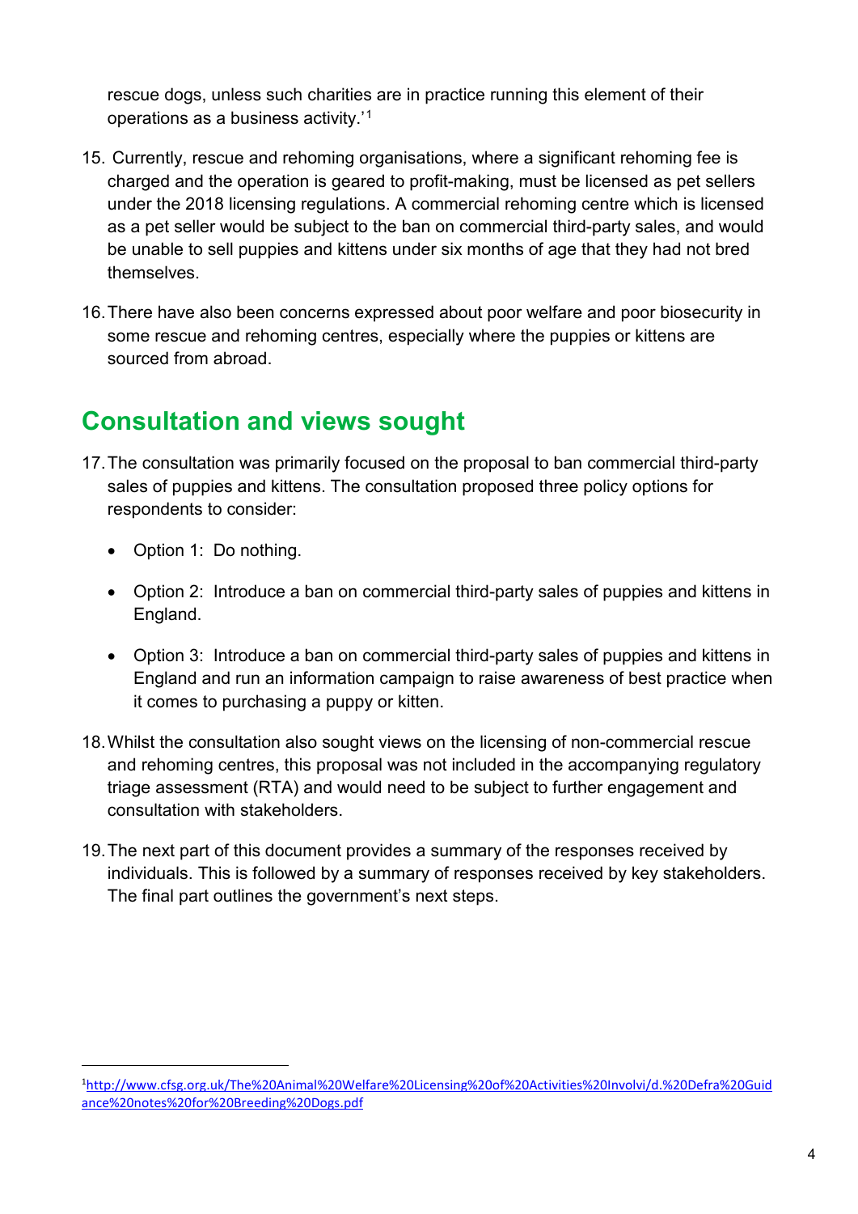rescue dogs, unless such charities are in practice running this element of their operations as a business activity.'[1]

15. Currently, rescue and rehoming organisations, where a significant rehoming fee is charged and the operation is geared to profit-making, must be licensed as pet sellers under the 2018 licensing regulations. A commercial rehoming centre which is licensed as a pet seller would be subject to the ban on commercial third-party sales, and would be unable to sell puppies and kittens under six months of age that they had not bred themselves.

16. There have also been concerns expressed about poor welfare and poor biosecurity in some rescue and rehoming centres, especially where the puppies or kittens are sourced from abroad.

## Consultation and views sought

17. The consultation was primarily focused on the proposal to ban commercial third-party sales of puppies and kittens. The consultation proposed three policy options for respondents to consider:

    - Option 1: Do nothing.
    - Option 2: Introduce a ban on commercial third-party sales of puppies and kittens in England.
    - Option 3: Introduce a ban on commercial third-party sales of puppies and kittens in England and run an information campaign to raise awareness of best practice when it comes to purchasing a puppy or kitten.

18. Whilst the consultation also sought views on the licensing of non-commercial rescue and rehoming centres, this proposal was not included in the accompanying regulatory triage assessment (RTA) and would need to be subject to further engagement and consultation with stakeholders.

19. The next part of this document provides a summary of the responses received by individuals. This is followed by a summary of responses received by key stakeholders. The final part outlines the government's next steps.

---

[1] http://www.cfsg.org.uk/The%20Animal%20Welfare%20Licensing%20of%20Activities%20Involvi/d.%20Defra%20Guidance%20notes%20for%20Breeding%20Dogs.pdf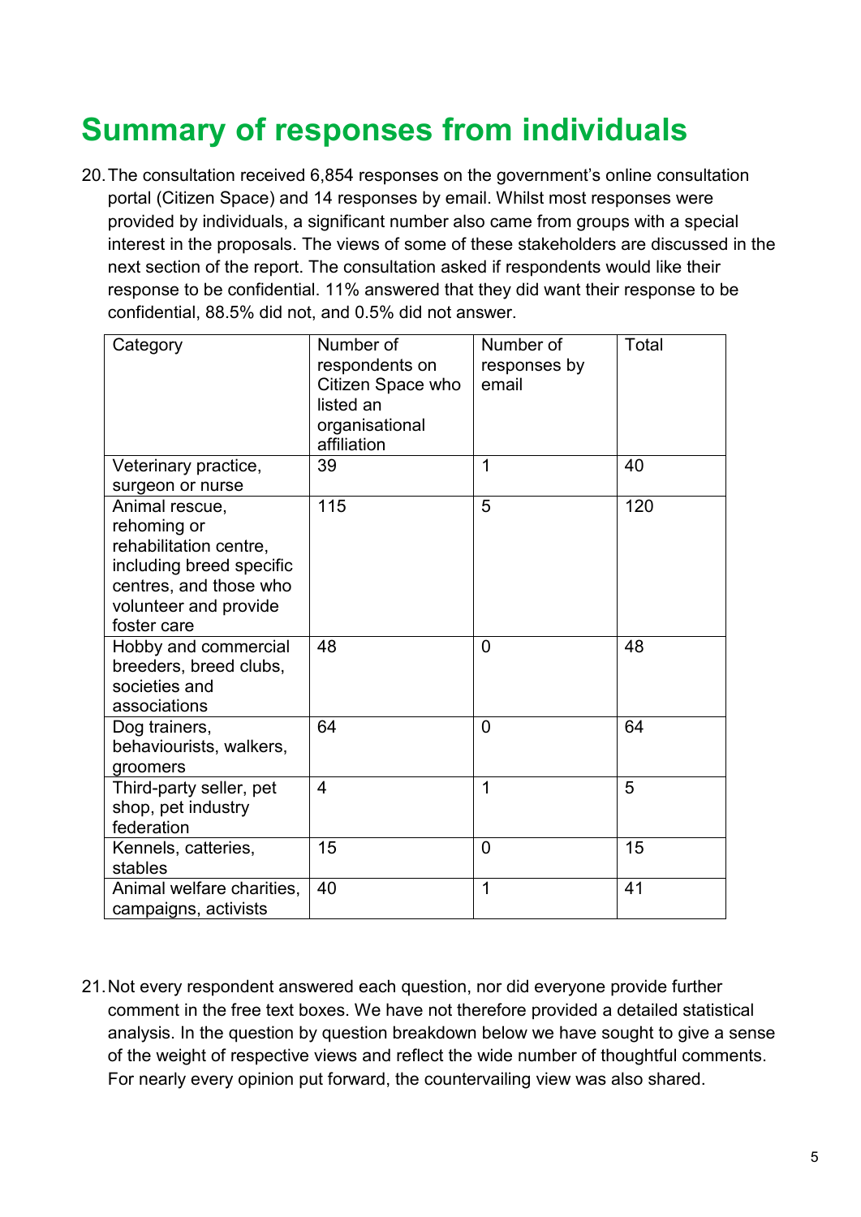# Summary of responses from individuals

20. The consultation received 6,854 responses on the government's online consultation portal (Citizen Space) and 14 responses by email. Whilst most responses were provided by individuals, a significant number also came from groups with a special interest in the proposals. The views of some of these stakeholders are discussed in the next section of the report. The consultation asked if respondents would like their response to be confidential. 11% answered that they did want their response to be confidential, 88.5% did not, and 0.5% did not answer.

| Category | Number of respondents on Citizen Space who listed an organisational affiliation | Number of responses by email | Total |
|---|---|---|---|
| Veterinary practice, surgeon or nurse | 39 | 1 | 40 |
| Animal rescue, rehoming or rehabilitation centre, including breed specific centres, and those who volunteer and provide foster care | 115 | 5 | 120 |
| Hobby and commercial breeders, breed clubs, societies and associations | 48 | 0 | 48 |
| Dog trainers, behaviourists, walkers, groomers | 64 | 0 | 64 |
| Third-party seller, pet shop, pet industry federation | 4 | 1 | 5 |
| Kennels, catteries, stables | 15 | 0 | 15 |
| Animal welfare charities, campaigns, activists | 40 | 1 | 41 |

21. Not every respondent answered each question, nor did everyone provide further comment in the free text boxes. We have not therefore provided a detailed statistical analysis. In the question by question breakdown below we have sought to give a sense of the weight of respective views and reflect the wide number of thoughtful comments. For nearly every opinion put forward, the countervailing view was also shared.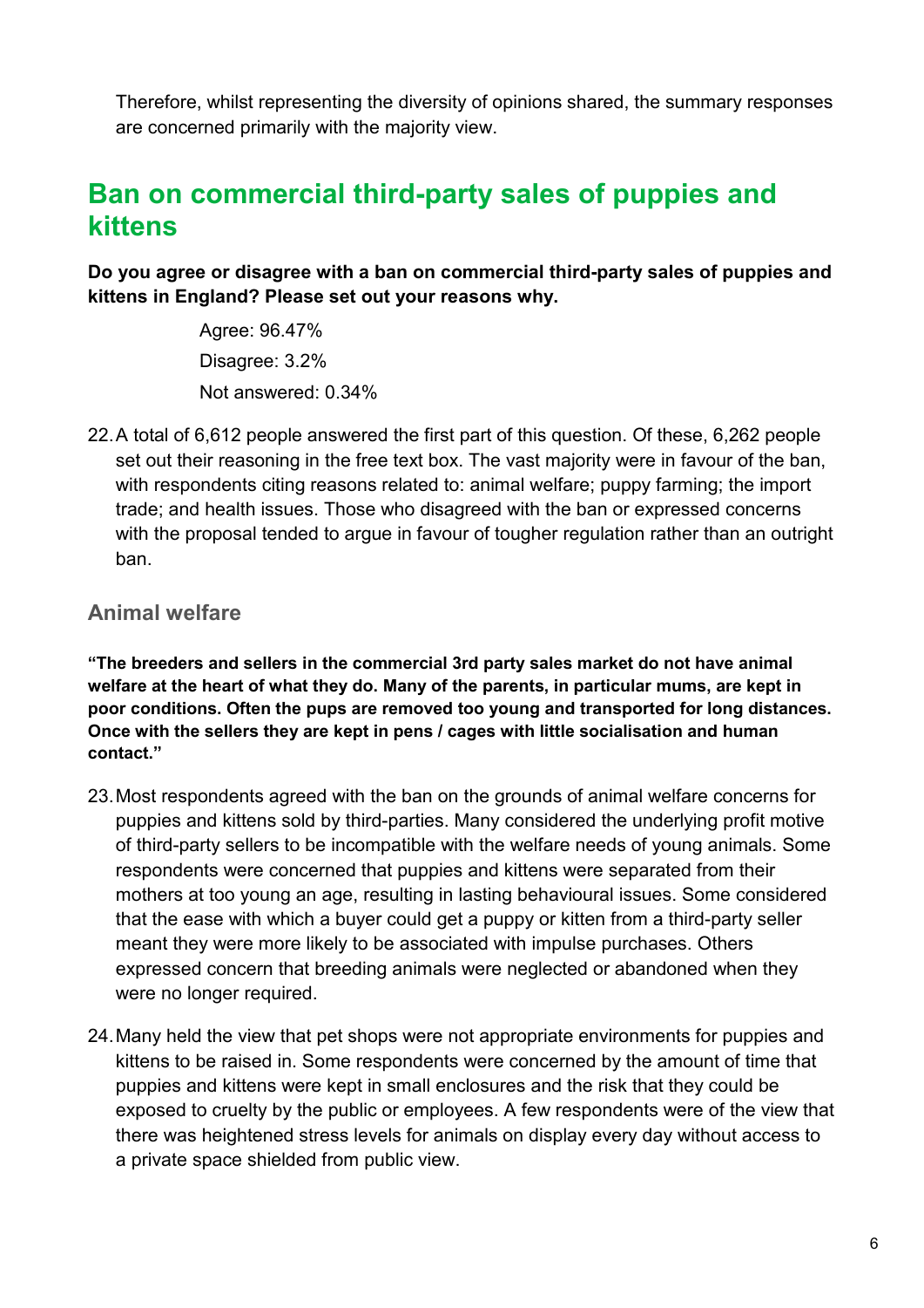Therefore, whilst representing the diversity of opinions shared, the summary responses are concerned primarily with the majority view.

## Ban on commercial third-party sales of puppies and kittens

**Do you agree or disagree with a ban on commercial third-party sales of puppies and kittens in England? Please set out your reasons why.**

Agree: 96.47%

Disagree: 3.2%

Not answered: 0.34%

22. A total of 6,612 people answered the first part of this question. Of these, 6,262 people set out their reasoning in the free text box. The vast majority were in favour of the ban, with respondents citing reasons related to: animal welfare; puppy farming; the import trade; and health issues. Those who disagreed with the ban or expressed concerns with the proposal tended to argue in favour of tougher regulation rather than an outright ban.

### Animal welfare

**"The breeders and sellers in the commercial 3rd party sales market do not have animal welfare at the heart of what they do. Many of the parents, in particular mums, are kept in poor conditions. Often the pups are removed too young and transported for long distances. Once with the sellers they are kept in pens / cages with little socialisation and human contact."**

23. Most respondents agreed with the ban on the grounds of animal welfare concerns for puppies and kittens sold by third-parties. Many considered the underlying profit motive of third-party sellers to be incompatible with the welfare needs of young animals. Some respondents were concerned that puppies and kittens were separated from their mothers at too young an age, resulting in lasting behavioural issues. Some considered that the ease with which a buyer could get a puppy or kitten from a third-party seller meant they were more likely to be associated with impulse purchases. Others expressed concern that breeding animals were neglected or abandoned when they were no longer required.

24. Many held the view that pet shops were not appropriate environments for puppies and kittens to be raised in. Some respondents were concerned by the amount of time that puppies and kittens were kept in small enclosures and the risk that they could be exposed to cruelty by the public or employees. A few respondents were of the view that there was heightened stress levels for animals on display every day without access to a private space shielded from public view.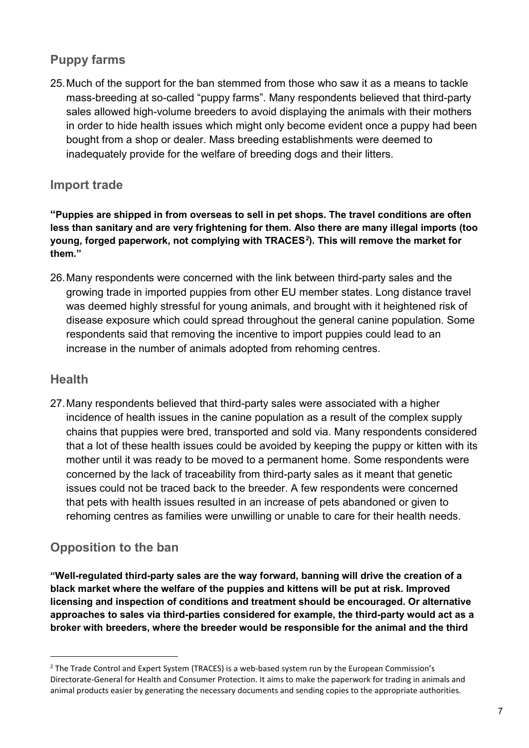## Puppy farms

25. Much of the support for the ban stemmed from those who saw it as a means to tackle mass-breeding at so-called "puppy farms". Many respondents believed that third-party sales allowed high-volume breeders to avoid displaying the animals with their mothers in order to hide health issues which might only become evident once a puppy had been bought from a shop or dealer. Mass breeding establishments were deemed to inadequately provide for the welfare of breeding dogs and their litters.

## Import trade

**"Puppies are shipped in from overseas to sell in pet shops. The travel conditions are often less than sanitary and are very frightening for them. Also there are many illegal imports (too young, forged paperwork, not complying with TRACES[2]). This will remove the market for them."**

26. Many respondents were concerned with the link between third-party sales and the growing trade in imported puppies from other EU member states. Long distance travel was deemed highly stressful for young animals, and brought with it heightened risk of disease exposure which could spread throughout the general canine population. Some respondents said that removing the incentive to import puppies could lead to an increase in the number of animals adopted from rehoming centres.

## Health

27. Many respondents believed that third-party sales were associated with a higher incidence of health issues in the canine population as a result of the complex supply chains that puppies were bred, transported and sold via. Many respondents considered that a lot of these health issues could be avoided by keeping the puppy or kitten with its mother until it was ready to be moved to a permanent home. Some respondents were concerned by the lack of traceability from third-party sales as it meant that genetic issues could not be traced back to the breeder. A few respondents were concerned that pets with health issues resulted in an increase of pets abandoned or given to rehoming centres as families were unwilling or unable to care for their health needs.

## Opposition to the ban

**"Well-regulated third-party sales are the way forward, banning will drive the creation of a black market where the welfare of the puppies and kittens will be put at risk. Improved licensing and inspection of conditions and treatment should be encouraged. Or alternative approaches to sales via third-parties considered for example, the third-party would act as a broker with breeders, where the breeder would be responsible for the animal and the third**

---

[2] The Trade Control and Expert System (TRACES) is a web-based system run by the European Commission's Directorate-General for Health and Consumer Protection. It aims to make the paperwork for trading in animals and animal products easier by generating the necessary documents and sending copies to the appropriate authorities.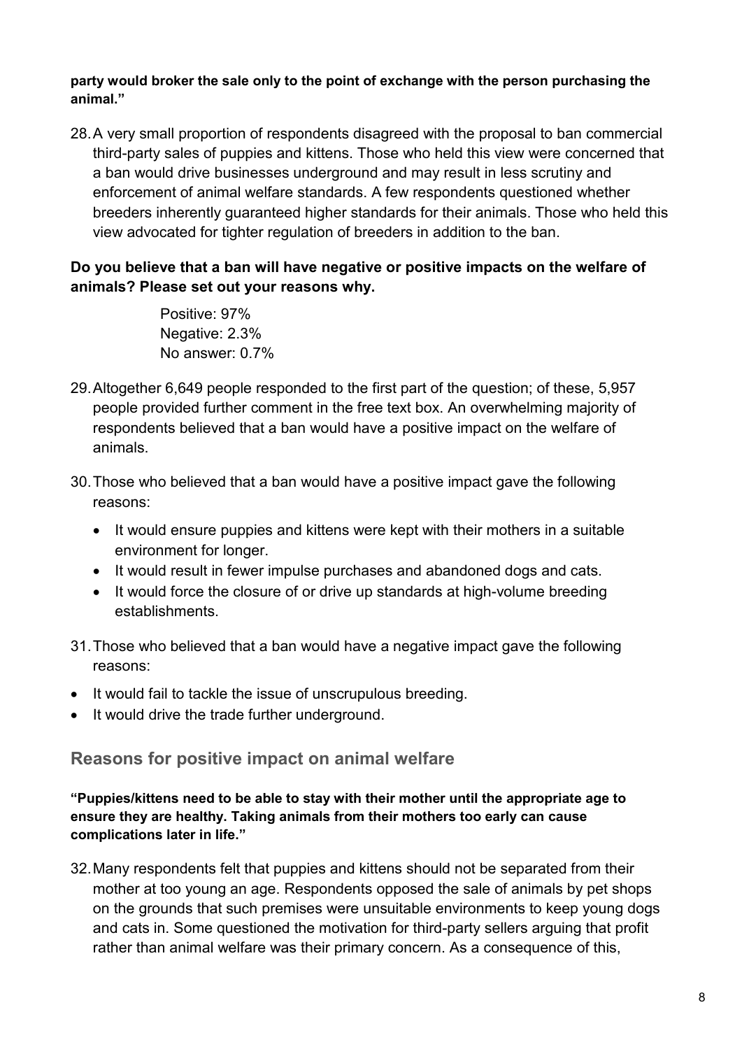**party would broker the sale only to the point of exchange with the person purchasing the animal."**

28. A very small proportion of respondents disagreed with the proposal to ban commercial third-party sales of puppies and kittens. Those who held this view were concerned that a ban would drive businesses underground and may result in less scrutiny and enforcement of animal welfare standards. A few respondents questioned whether breeders inherently guaranteed higher standards for their animals. Those who held this view advocated for tighter regulation of breeders in addition to the ban.

**Do you believe that a ban will have negative or positive impacts on the welfare of animals? Please set out your reasons why.**

Positive: 97%
Negative: 2.3%
No answer: 0.7%

29. Altogether 6,649 people responded to the first part of the question; of these, 5,957 people provided further comment in the free text box. An overwhelming majority of respondents believed that a ban would have a positive impact on the welfare of animals.

30. Those who believed that a ban would have a positive impact gave the following reasons:

    - It would ensure puppies and kittens were kept with their mothers in a suitable environment for longer.
    - It would result in fewer impulse purchases and abandoned dogs and cats.
    - It would force the closure of or drive up standards at high-volume breeding establishments.

31. Those who believed that a ban would have a negative impact gave the following reasons:

- It would fail to tackle the issue of unscrupulous breeding.
- It would drive the trade further underground.

## Reasons for positive impact on animal welfare

**"Puppies/kittens need to be able to stay with their mother until the appropriate age to ensure they are healthy. Taking animals from their mothers too early can cause complications later in life."**

32. Many respondents felt that puppies and kittens should not be separated from their mother at too young an age. Respondents opposed the sale of animals by pet shops on the grounds that such premises were unsuitable environments to keep young dogs and cats in. Some questioned the motivation for third-party sellers arguing that profit rather than animal welfare was their primary concern. As a consequence of this,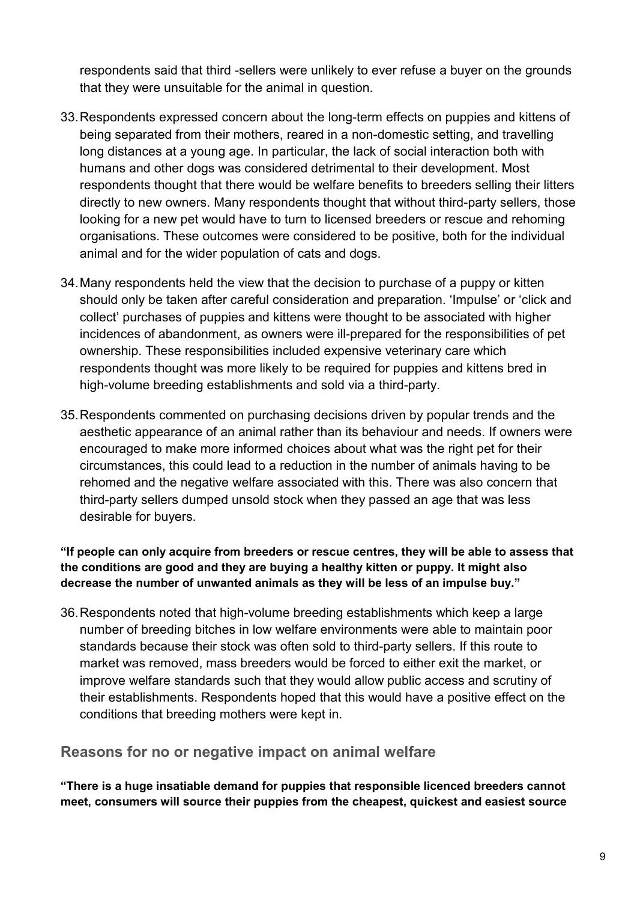respondents said that third -sellers were unlikely to ever refuse a buyer on the grounds that they were unsuitable for the animal in question.

33. Respondents expressed concern about the long-term effects on puppies and kittens of being separated from their mothers, reared in a non-domestic setting, and travelling long distances at a young age. In particular, the lack of social interaction both with humans and other dogs was considered detrimental to their development. Most respondents thought that there would be welfare benefits to breeders selling their litters directly to new owners. Many respondents thought that without third-party sellers, those looking for a new pet would have to turn to licensed breeders or rescue and rehoming organisations. These outcomes were considered to be positive, both for the individual animal and for the wider population of cats and dogs.

34. Many respondents held the view that the decision to purchase of a puppy or kitten should only be taken after careful consideration and preparation. 'Impulse' or 'click and collect' purchases of puppies and kittens were thought to be associated with higher incidences of abandonment, as owners were ill-prepared for the responsibilities of pet ownership. These responsibilities included expensive veterinary care which respondents thought was more likely to be required for puppies and kittens bred in high-volume breeding establishments and sold via a third-party.

35. Respondents commented on purchasing decisions driven by popular trends and the aesthetic appearance of an animal rather than its behaviour and needs. If owners were encouraged to make more informed choices about what was the right pet for their circumstances, this could lead to a reduction in the number of animals having to be rehomed and the negative welfare associated with this. There was also concern that third-party sellers dumped unsold stock when they passed an age that was less desirable for buyers.

**"If people can only acquire from breeders or rescue centres, they will be able to assess that the conditions are good and they are buying a healthy kitten or puppy. It might also decrease the number of unwanted animals as they will be less of an impulse buy."**

36. Respondents noted that high-volume breeding establishments which keep a large number of breeding bitches in low welfare environments were able to maintain poor standards because their stock was often sold to third-party sellers. If this route to market was removed, mass breeders would be forced to either exit the market, or improve welfare standards such that they would allow public access and scrutiny of their establishments. Respondents hoped that this would have a positive effect on the conditions that breeding mothers were kept in.

## Reasons for no or negative impact on animal welfare

**"There is a huge insatiable demand for puppies that responsible licenced breeders cannot meet, consumers will source their puppies from the cheapest, quickest and easiest source**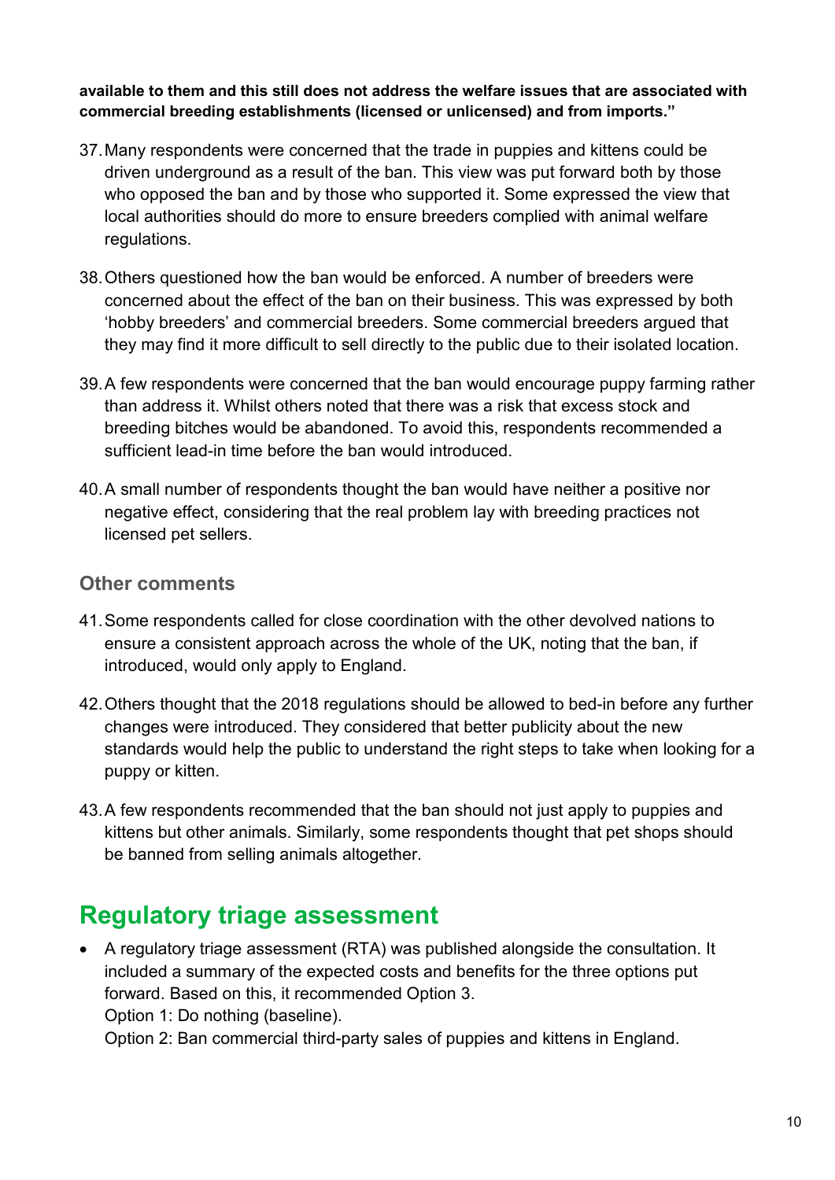**available to them and this still does not address the welfare issues that are associated with commercial breeding establishments (licensed or unlicensed) and from imports."**

37. Many respondents were concerned that the trade in puppies and kittens could be driven underground as a result of the ban. This view was put forward both by those who opposed the ban and by those who supported it. Some expressed the view that local authorities should do more to ensure breeders complied with animal welfare regulations.

38. Others questioned how the ban would be enforced. A number of breeders were concerned about the effect of the ban on their business. This was expressed by both 'hobby breeders' and commercial breeders. Some commercial breeders argued that they may find it more difficult to sell directly to the public due to their isolated location.

39. A few respondents were concerned that the ban would encourage puppy farming rather than address it. Whilst others noted that there was a risk that excess stock and breeding bitches would be abandoned. To avoid this, respondents recommended a sufficient lead-in time before the ban would introduced.

40. A small number of respondents thought the ban would have neither a positive nor negative effect, considering that the real problem lay with breeding practices not licensed pet sellers.

### Other comments

41. Some respondents called for close coordination with the other devolved nations to ensure a consistent approach across the whole of the UK, noting that the ban, if introduced, would only apply to England.

42. Others thought that the 2018 regulations should be allowed to bed-in before any further changes were introduced. They considered that better publicity about the new standards would help the public to understand the right steps to take when looking for a puppy or kitten.

43. A few respondents recommended that the ban should not just apply to puppies and kittens but other animals. Similarly, some respondents thought that pet shops should be banned from selling animals altogether.

## Regulatory triage assessment

- A regulatory triage assessment (RTA) was published alongside the consultation. It included a summary of the expected costs and benefits for the three options put forward. Based on this, it recommended Option 3.
  Option 1: Do nothing (baseline).
  Option 2: Ban commercial third-party sales of puppies and kittens in England.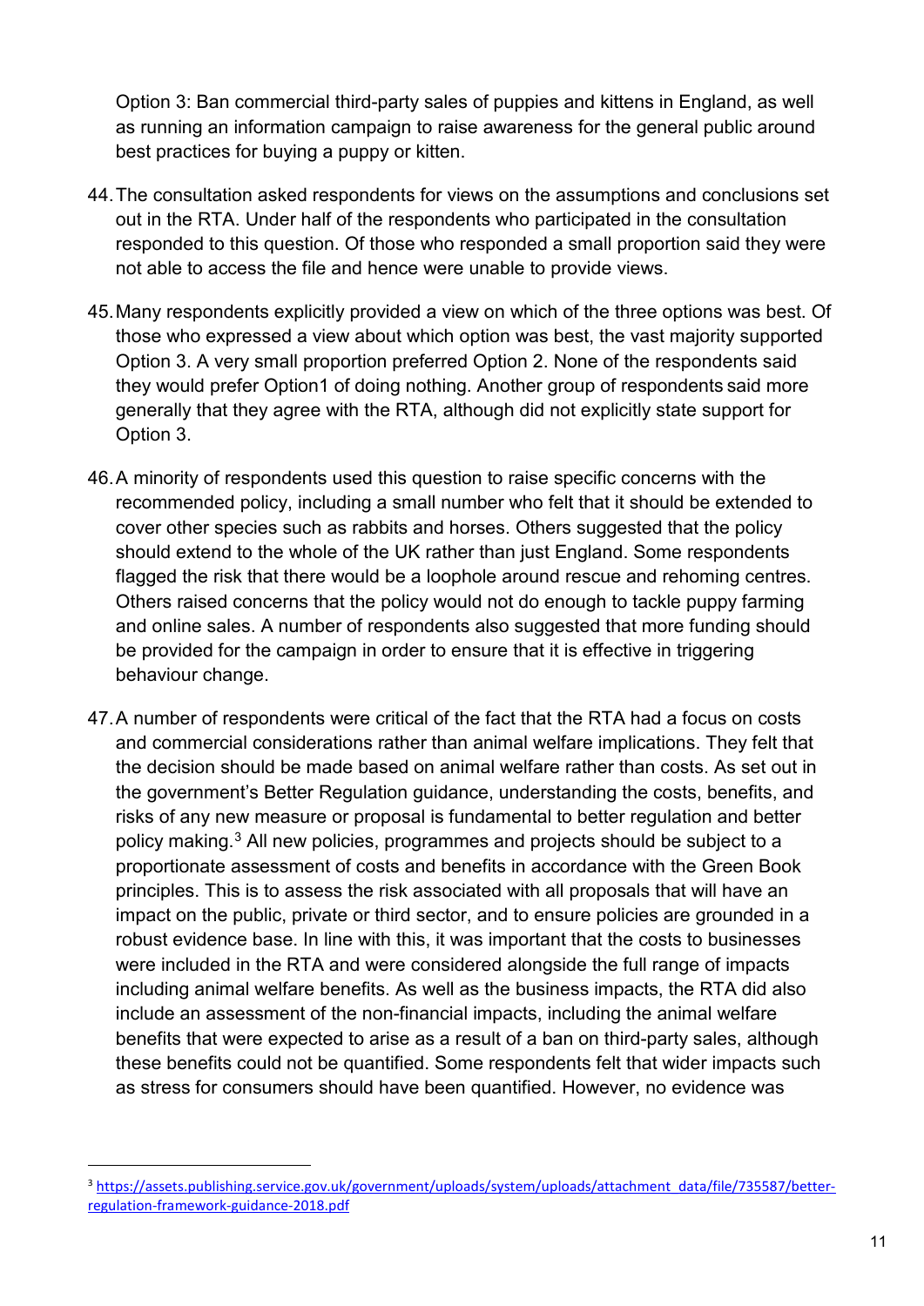Option 3: Ban commercial third-party sales of puppies and kittens in England, as well as running an information campaign to raise awareness for the general public around best practices for buying a puppy or kitten.

44. The consultation asked respondents for views on the assumptions and conclusions set out in the RTA. Under half of the respondents who participated in the consultation responded to this question. Of those who responded a small proportion said they were not able to access the file and hence were unable to provide views.

45. Many respondents explicitly provided a view on which of the three options was best. Of those who expressed a view about which option was best, the vast majority supported Option 3. A very small proportion preferred Option 2. None of the respondents said they would prefer Option1 of doing nothing. Another group of respondents said more generally that they agree with the RTA, although did not explicitly state support for Option 3.

46. A minority of respondents used this question to raise specific concerns with the recommended policy, including a small number who felt that it should be extended to cover other species such as rabbits and horses. Others suggested that the policy should extend to the whole of the UK rather than just England. Some respondents flagged the risk that there would be a loophole around rescue and rehoming centres. Others raised concerns that the policy would not do enough to tackle puppy farming and online sales. A number of respondents also suggested that more funding should be provided for the campaign in order to ensure that it is effective in triggering behaviour change.

47. A number of respondents were critical of the fact that the RTA had a focus on costs and commercial considerations rather than animal welfare implications. They felt that the decision should be made based on animal welfare rather than costs. As set out in the government's Better Regulation guidance, understanding the costs, benefits, and risks of any new measure or proposal is fundamental to better regulation and better policy making.[3] All new policies, programmes and projects should be subject to a proportionate assessment of costs and benefits in accordance with the Green Book principles. This is to assess the risk associated with all proposals that will have an impact on the public, private or third sector, and to ensure policies are grounded in a robust evidence base. In line with this, it was important that the costs to businesses were included in the RTA and were considered alongside the full range of impacts including animal welfare benefits. As well as the business impacts, the RTA did also include an assessment of the non-financial impacts, including the animal welfare benefits that were expected to arise as a result of a ban on third-party sales, although these benefits could not be quantified. Some respondents felt that wider impacts such as stress for consumers should have been quantified. However, no evidence was

[3] https://assets.publishing.service.gov.uk/government/uploads/system/uploads/attachment_data/file/735587/better-regulation-framework-guidance-2018.pdf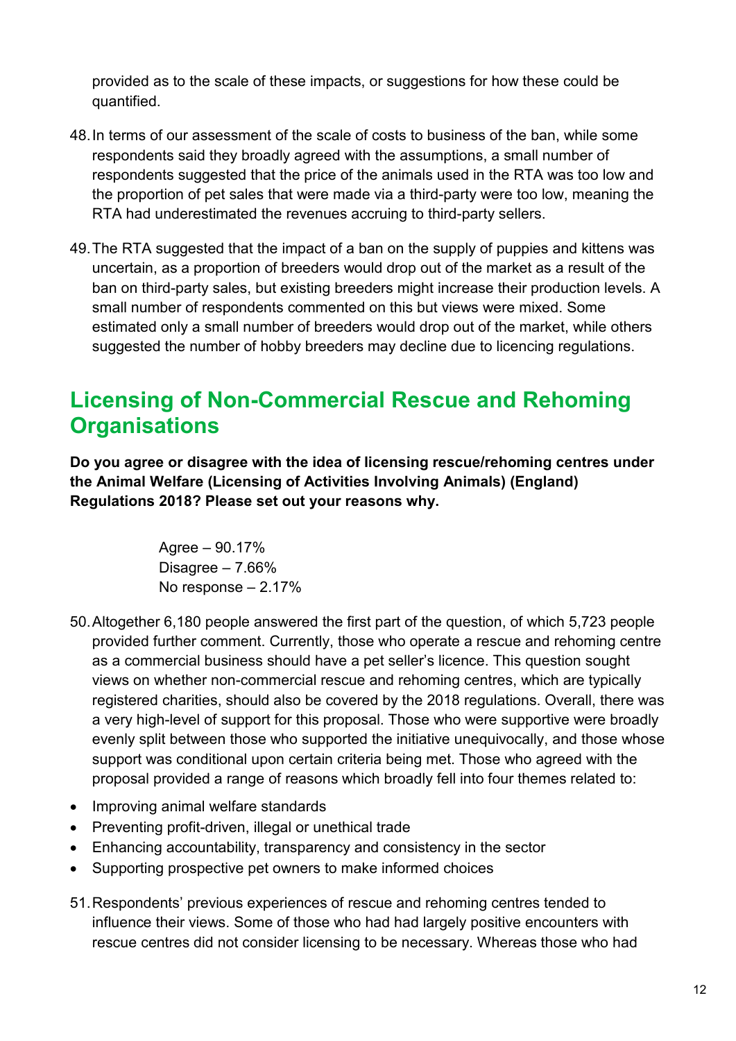provided as to the scale of these impacts, or suggestions for how these could be quantified.

48. In terms of our assessment of the scale of costs to business of the ban, while some respondents said they broadly agreed with the assumptions, a small number of respondents suggested that the price of the animals used in the RTA was too low and the proportion of pet sales that were made via a third-party were too low, meaning the RTA had underestimated the revenues accruing to third-party sellers.

49. The RTA suggested that the impact of a ban on the supply of puppies and kittens was uncertain, as a proportion of breeders would drop out of the market as a result of the ban on third-party sales, but existing breeders might increase their production levels. A small number of respondents commented on this but views were mixed. Some estimated only a small number of breeders would drop out of the market, while others suggested the number of hobby breeders may decline due to licencing regulations.

## Licensing of Non-Commercial Rescue and Rehoming Organisations

**Do you agree or disagree with the idea of licensing rescue/rehoming centres under the Animal Welfare (Licensing of Activities Involving Animals) (England) Regulations 2018? Please set out your reasons why.**

Agree – 90.17%
Disagree – 7.66%
No response – 2.17%

50. Altogether 6,180 people answered the first part of the question, of which 5,723 people provided further comment. Currently, those who operate a rescue and rehoming centre as a commercial business should have a pet seller's licence. This question sought views on whether non-commercial rescue and rehoming centres, which are typically registered charities, should also be covered by the 2018 regulations. Overall, there was a very high-level of support for this proposal. Those who were supportive were broadly evenly split between those who supported the initiative unequivocally, and those whose support was conditional upon certain criteria being met. Those who agreed with the proposal provided a range of reasons which broadly fell into four themes related to:

- Improving animal welfare standards
- Preventing profit-driven, illegal or unethical trade
- Enhancing accountability, transparency and consistency in the sector
- Supporting prospective pet owners to make informed choices

51. Respondents' previous experiences of rescue and rehoming centres tended to influence their views. Some of those who had had largely positive encounters with rescue centres did not consider licensing to be necessary. Whereas those who had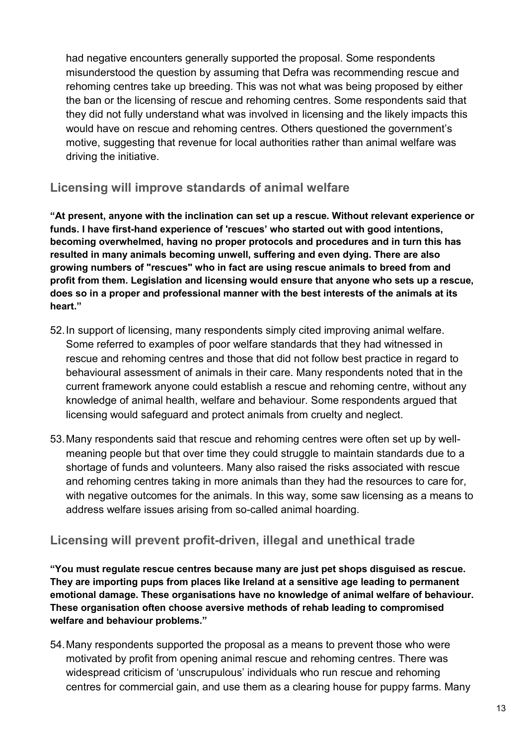had negative encounters generally supported the proposal. Some respondents misunderstood the question by assuming that Defra was recommending rescue and rehoming centres take up breeding. This was not what was being proposed by either the ban or the licensing of rescue and rehoming centres. Some respondents said that they did not fully understand what was involved in licensing and the likely impacts this would have on rescue and rehoming centres. Others questioned the government's motive, suggesting that revenue for local authorities rather than animal welfare was driving the initiative.

## Licensing will improve standards of animal welfare

**"At present, anyone with the inclination can set up a rescue. Without relevant experience or funds. I have first-hand experience of 'rescues' who started out with good intentions, becoming overwhelmed, having no proper protocols and procedures and in turn this has resulted in many animals becoming unwell, suffering and even dying. There are also growing numbers of "rescues" who in fact are using rescue animals to breed from and profit from them. Legislation and licensing would ensure that anyone who sets up a rescue, does so in a proper and professional manner with the best interests of the animals at its heart."**

52. In support of licensing, many respondents simply cited improving animal welfare. Some referred to examples of poor welfare standards that they had witnessed in rescue and rehoming centres and those that did not follow best practice in regard to behavioural assessment of animals in their care. Many respondents noted that in the current framework anyone could establish a rescue and rehoming centre, without any knowledge of animal health, welfare and behaviour. Some respondents argued that licensing would safeguard and protect animals from cruelty and neglect.

53. Many respondents said that rescue and rehoming centres were often set up by well-meaning people but that over time they could struggle to maintain standards due to a shortage of funds and volunteers. Many also raised the risks associated with rescue and rehoming centres taking in more animals than they had the resources to care for, with negative outcomes for the animals. In this way, some saw licensing as a means to address welfare issues arising from so-called animal hoarding.

## Licensing will prevent profit-driven, illegal and unethical trade

**"You must regulate rescue centres because many are just pet shops disguised as rescue. They are importing pups from places like Ireland at a sensitive age leading to permanent emotional damage. These organisations have no knowledge of animal welfare of behaviour. These organisation often choose aversive methods of rehab leading to compromised welfare and behaviour problems."**

54. Many respondents supported the proposal as a means to prevent those who were motivated by profit from opening animal rescue and rehoming centres. There was widespread criticism of 'unscrupulous' individuals who run rescue and rehoming centres for commercial gain, and use them as a clearing house for puppy farms. Many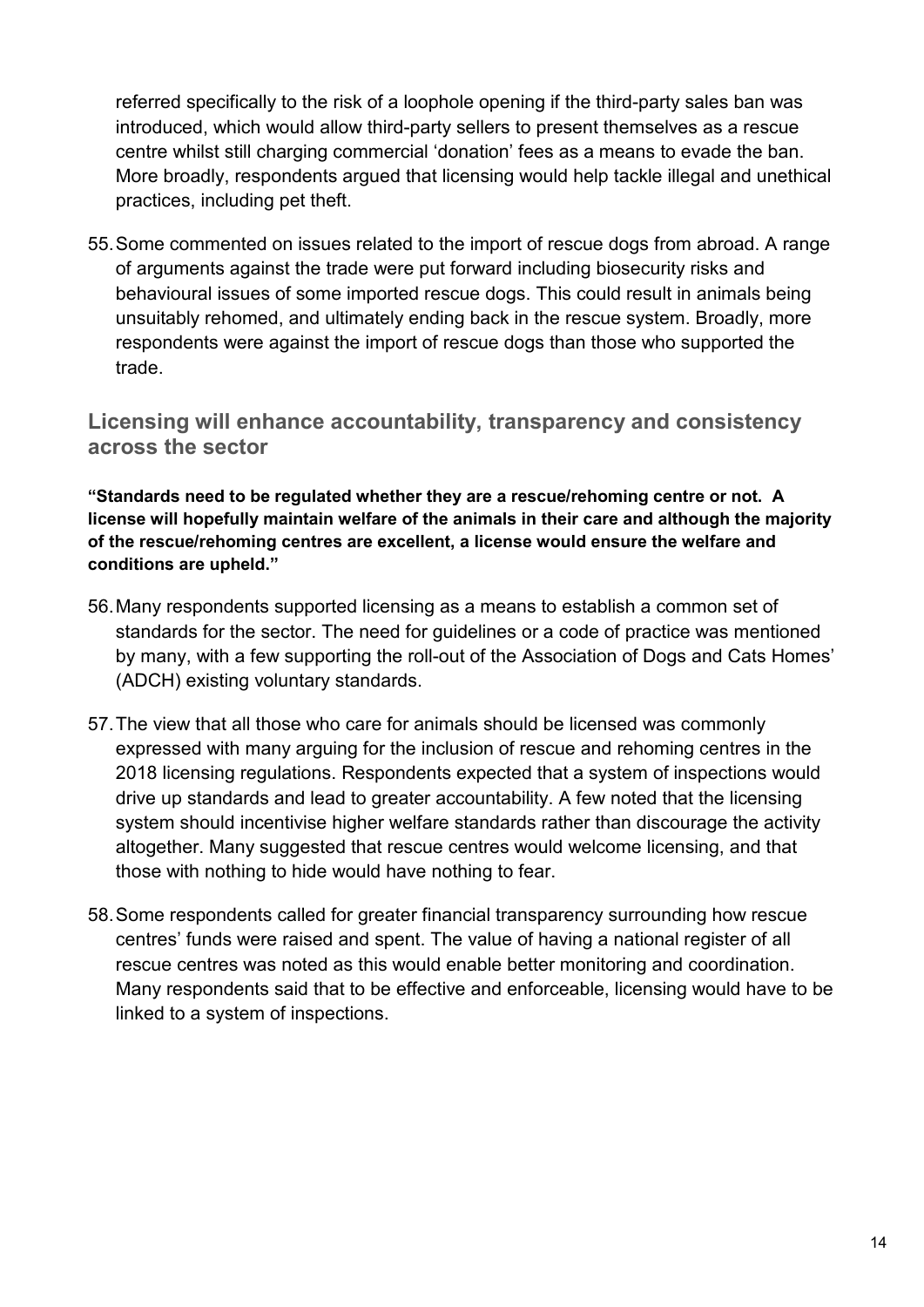referred specifically to the risk of a loophole opening if the third-party sales ban was introduced, which would allow third-party sellers to present themselves as a rescue centre whilst still charging commercial 'donation' fees as a means to evade the ban. More broadly, respondents argued that licensing would help tackle illegal and unethical practices, including pet theft.

55. Some commented on issues related to the import of rescue dogs from abroad. A range of arguments against the trade were put forward including biosecurity risks and behavioural issues of some imported rescue dogs. This could result in animals being unsuitably rehomed, and ultimately ending back in the rescue system. Broadly, more respondents were against the import of rescue dogs than those who supported the trade.

## Licensing will enhance accountability, transparency and consistency across the sector

**"Standards need to be regulated whether they are a rescue/rehoming centre or not. A license will hopefully maintain welfare of the animals in their care and although the majority of the rescue/rehoming centres are excellent, a license would ensure the welfare and conditions are upheld."**

56. Many respondents supported licensing as a means to establish a common set of standards for the sector. The need for guidelines or a code of practice was mentioned by many, with a few supporting the roll-out of the Association of Dogs and Cats Homes' (ADCH) existing voluntary standards.

57. The view that all those who care for animals should be licensed was commonly expressed with many arguing for the inclusion of rescue and rehoming centres in the 2018 licensing regulations. Respondents expected that a system of inspections would drive up standards and lead to greater accountability. A few noted that the licensing system should incentivise higher welfare standards rather than discourage the activity altogether. Many suggested that rescue centres would welcome licensing, and that those with nothing to hide would have nothing to fear.

58. Some respondents called for greater financial transparency surrounding how rescue centres' funds were raised and spent. The value of having a national register of all rescue centres was noted as this would enable better monitoring and coordination. Many respondents said that to be effective and enforceable, licensing would have to be linked to a system of inspections.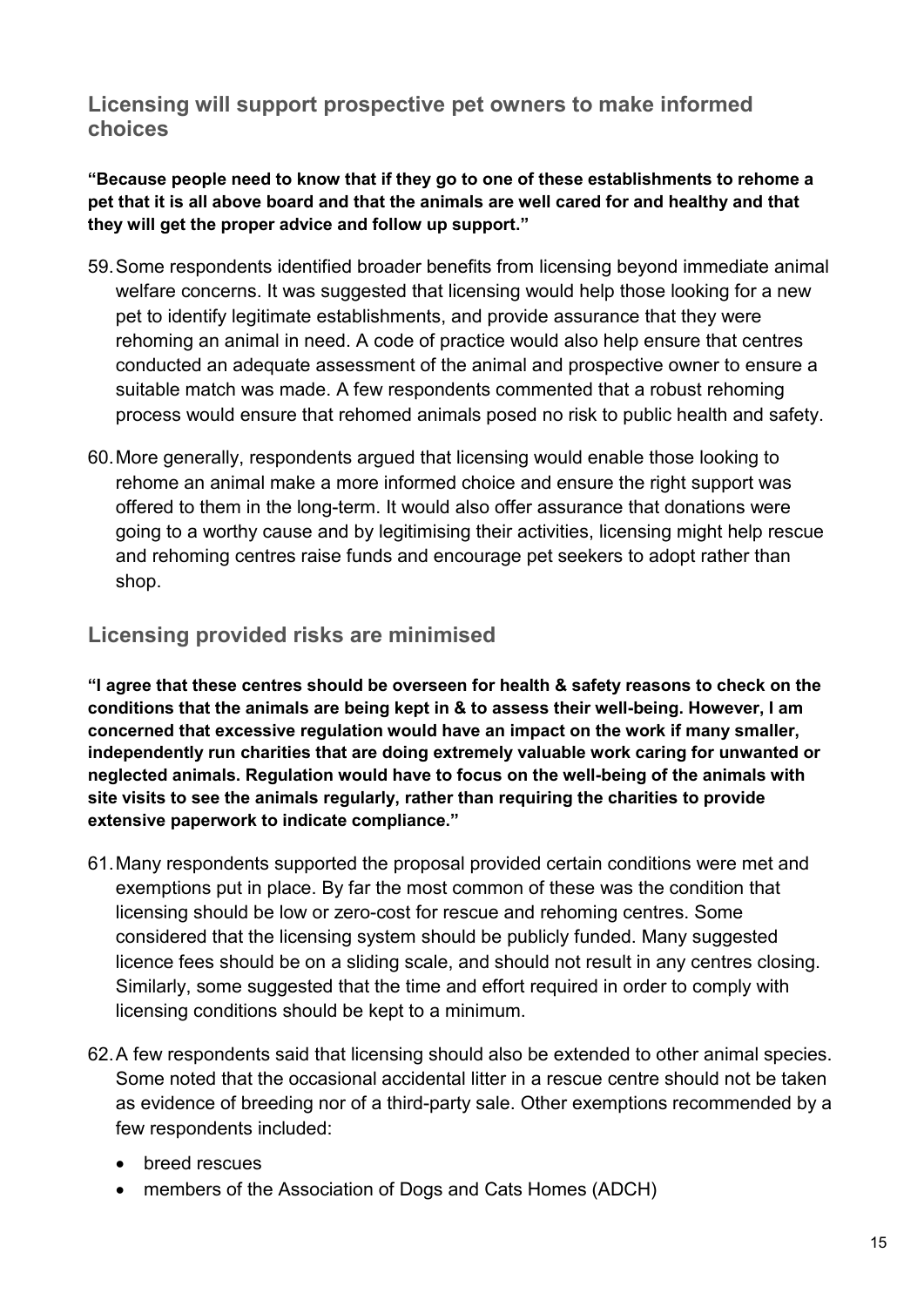## Licensing will support prospective pet owners to make informed choices

**"Because people need to know that if they go to one of these establishments to rehome a pet that it is all above board and that the animals are well cared for and healthy and that they will get the proper advice and follow up support."**

59. Some respondents identified broader benefits from licensing beyond immediate animal welfare concerns. It was suggested that licensing would help those looking for a new pet to identify legitimate establishments, and provide assurance that they were rehoming an animal in need. A code of practice would also help ensure that centres conducted an adequate assessment of the animal and prospective owner to ensure a suitable match was made. A few respondents commented that a robust rehoming process would ensure that rehomed animals posed no risk to public health and safety.

60. More generally, respondents argued that licensing would enable those looking to rehome an animal make a more informed choice and ensure the right support was offered to them in the long-term. It would also offer assurance that donations were going to a worthy cause and by legitimising their activities, licensing might help rescue and rehoming centres raise funds and encourage pet seekers to adopt rather than shop.

## Licensing provided risks are minimised

**"I agree that these centres should be overseen for health & safety reasons to check on the conditions that the animals are being kept in & to assess their well-being. However, I am concerned that excessive regulation would have an impact on the work if many smaller, independently run charities that are doing extremely valuable work caring for unwanted or neglected animals. Regulation would have to focus on the well-being of the animals with site visits to see the animals regularly, rather than requiring the charities to provide extensive paperwork to indicate compliance."**

61. Many respondents supported the proposal provided certain conditions were met and exemptions put in place. By far the most common of these was the condition that licensing should be low or zero-cost for rescue and rehoming centres. Some considered that the licensing system should be publicly funded. Many suggested licence fees should be on a sliding scale, and should not result in any centres closing. Similarly, some suggested that the time and effort required in order to comply with licensing conditions should be kept to a minimum.

62. A few respondents said that licensing should also be extended to other animal species. Some noted that the occasional accidental litter in a rescue centre should not be taken as evidence of breeding nor of a third-party sale. Other exemptions recommended by a few respondents included:

- breed rescues
- members of the Association of Dogs and Cats Homes (ADCH)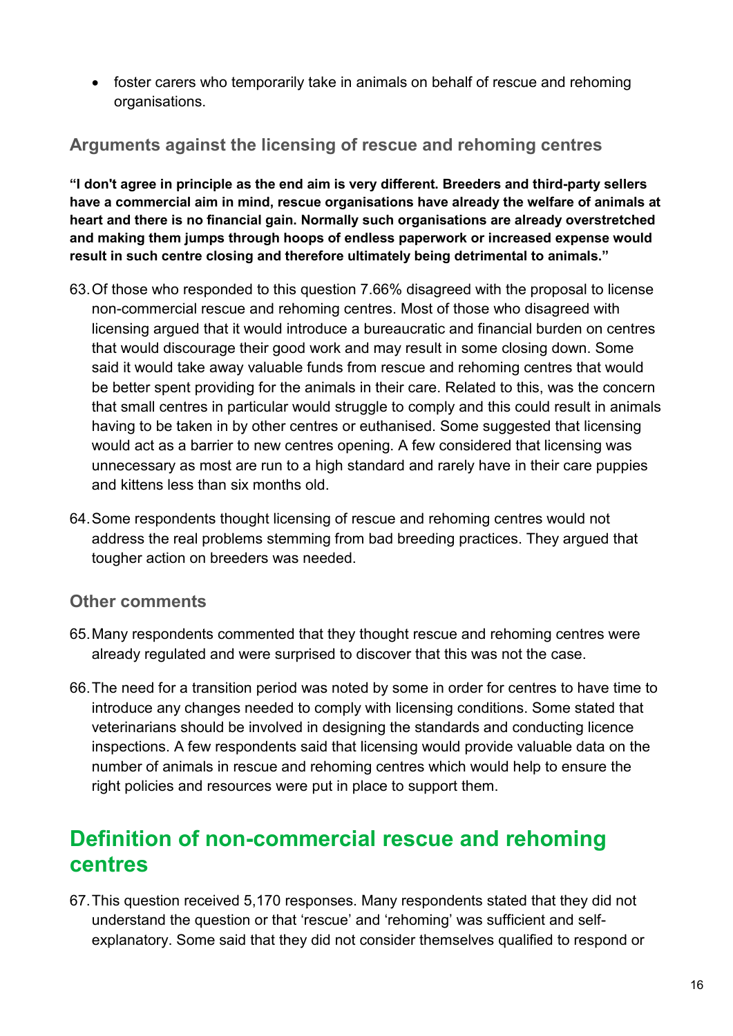- foster carers who temporarily take in animals on behalf of rescue and rehoming organisations.

### Arguments against the licensing of rescue and rehoming centres

**"I don't agree in principle as the end aim is very different. Breeders and third-party sellers have a commercial aim in mind, rescue organisations have already the welfare of animals at heart and there is no financial gain. Normally such organisations are already overstretched and making them jumps through hoops of endless paperwork or increased expense would result in such centre closing and therefore ultimately being detrimental to animals."**

63. Of those who responded to this question 7.66% disagreed with the proposal to license non-commercial rescue and rehoming centres. Most of those who disagreed with licensing argued that it would introduce a bureaucratic and financial burden on centres that would discourage their good work and may result in some closing down. Some said it would take away valuable funds from rescue and rehoming centres that would be better spent providing for the animals in their care. Related to this, was the concern that small centres in particular would struggle to comply and this could result in animals having to be taken in by other centres or euthanised. Some suggested that licensing would act as a barrier to new centres opening. A few considered that licensing was unnecessary as most are run to a high standard and rarely have in their care puppies and kittens less than six months old.

64. Some respondents thought licensing of rescue and rehoming centres would not address the real problems stemming from bad breeding practices. They argued that tougher action on breeders was needed.

### Other comments

65. Many respondents commented that they thought rescue and rehoming centres were already regulated and were surprised to discover that this was not the case.

66. The need for a transition period was noted by some in order for centres to have time to introduce any changes needed to comply with licensing conditions. Some stated that veterinarians should be involved in designing the standards and conducting licence inspections. A few respondents said that licensing would provide valuable data on the number of animals in rescue and rehoming centres which would help to ensure the right policies and resources were put in place to support them.

## Definition of non-commercial rescue and rehoming centres

67. This question received 5,170 responses. Many respondents stated that they did not understand the question or that 'rescue' and 'rehoming' was sufficient and self-explanatory. Some said that they did not consider themselves qualified to respond or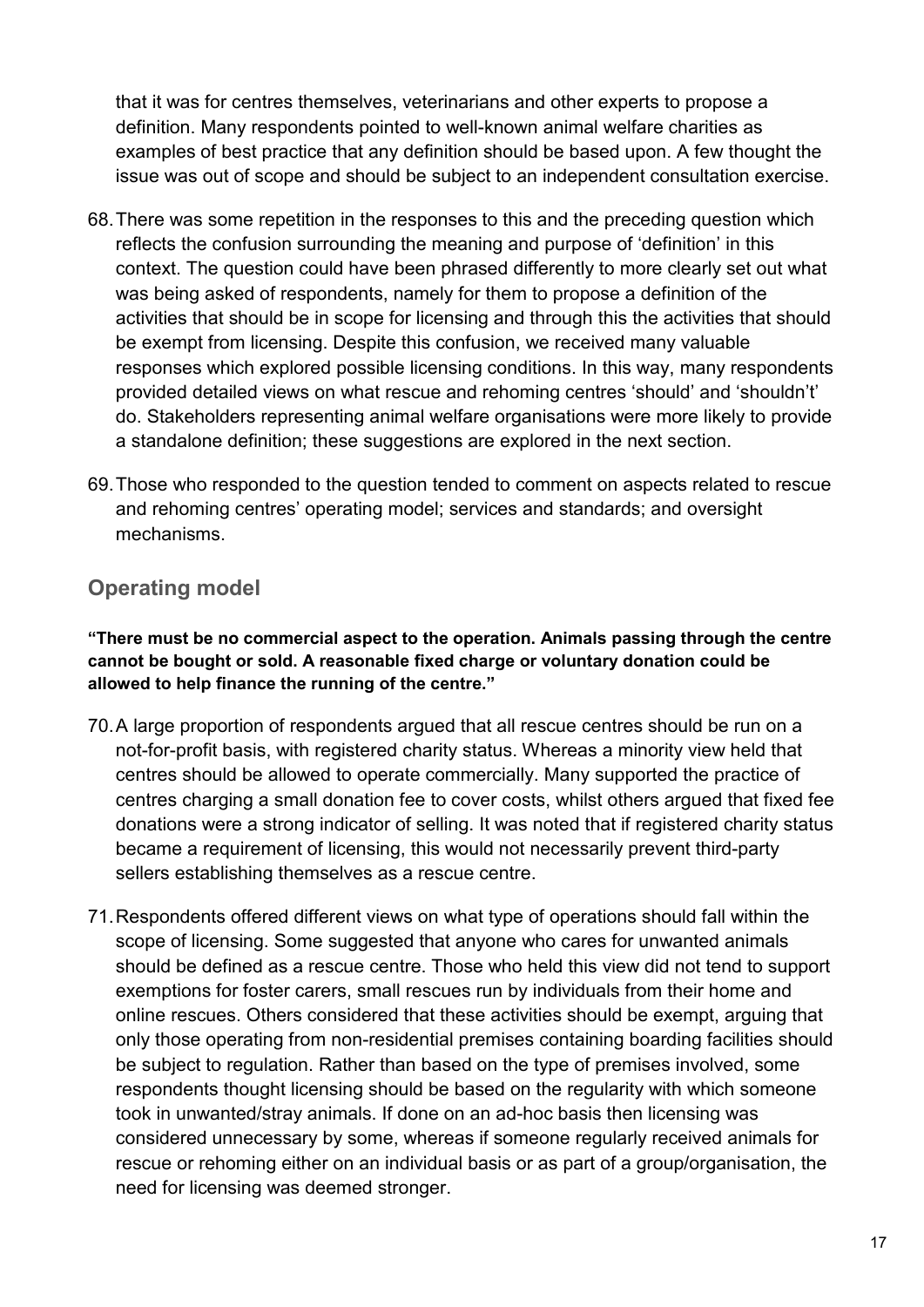that it was for centres themselves, veterinarians and other experts to propose a definition. Many respondents pointed to well-known animal welfare charities as examples of best practice that any definition should be based upon. A few thought the issue was out of scope and should be subject to an independent consultation exercise.

68. There was some repetition in the responses to this and the preceding question which reflects the confusion surrounding the meaning and purpose of 'definition' in this context. The question could have been phrased differently to more clearly set out what was being asked of respondents, namely for them to propose a definition of the activities that should be in scope for licensing and through this the activities that should be exempt from licensing. Despite this confusion, we received many valuable responses which explored possible licensing conditions. In this way, many respondents provided detailed views on what rescue and rehoming centres 'should' and 'shouldn't' do. Stakeholders representing animal welfare organisations were more likely to provide a standalone definition; these suggestions are explored in the next section.

69. Those who responded to the question tended to comment on aspects related to rescue and rehoming centres' operating model; services and standards; and oversight mechanisms.

## Operating model

**"There must be no commercial aspect to the operation. Animals passing through the centre cannot be bought or sold. A reasonable fixed charge or voluntary donation could be allowed to help finance the running of the centre."**

70. A large proportion of respondents argued that all rescue centres should be run on a not-for-profit basis, with registered charity status. Whereas a minority view held that centres should be allowed to operate commercially. Many supported the practice of centres charging a small donation fee to cover costs, whilst others argued that fixed fee donations were a strong indicator of selling. It was noted that if registered charity status became a requirement of licensing, this would not necessarily prevent third-party sellers establishing themselves as a rescue centre.

71. Respondents offered different views on what type of operations should fall within the scope of licensing. Some suggested that anyone who cares for unwanted animals should be defined as a rescue centre. Those who held this view did not tend to support exemptions for foster carers, small rescues run by individuals from their home and online rescues. Others considered that these activities should be exempt, arguing that only those operating from non-residential premises containing boarding facilities should be subject to regulation. Rather than based on the type of premises involved, some respondents thought licensing should be based on the regularity with which someone took in unwanted/stray animals. If done on an ad-hoc basis then licensing was considered unnecessary by some, whereas if someone regularly received animals for rescue or rehoming either on an individual basis or as part of a group/organisation, the need for licensing was deemed stronger.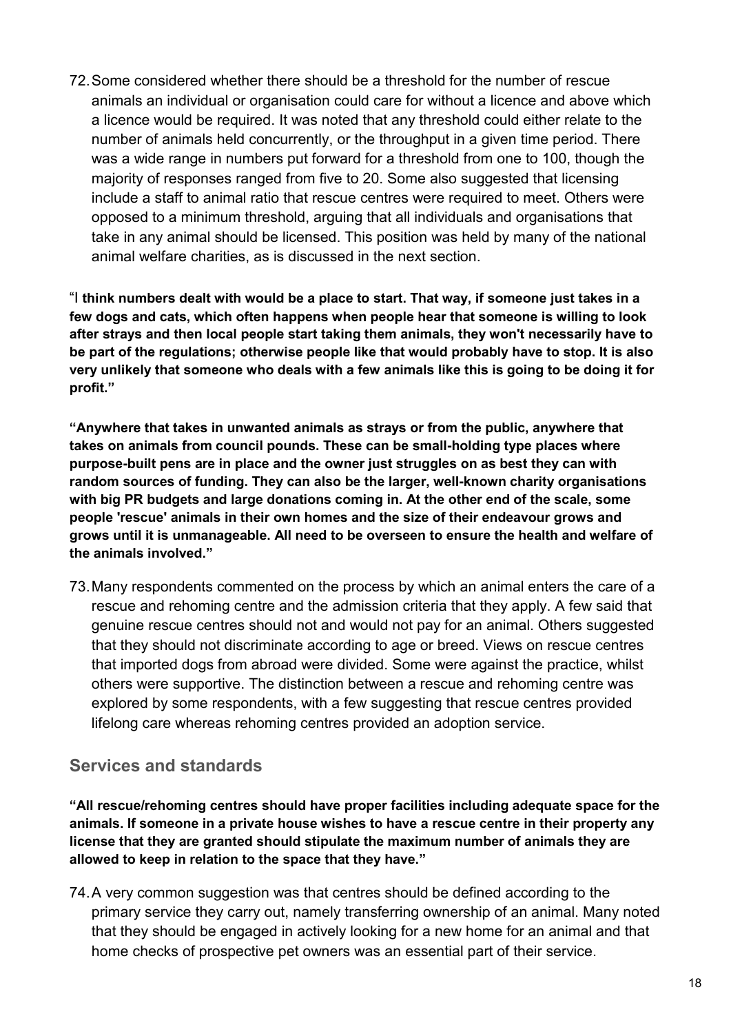72. Some considered whether there should be a threshold for the number of rescue animals an individual or organisation could care for without a licence and above which a licence would be required. It was noted that any threshold could either relate to the number of animals held concurrently, or the throughput in a given time period. There was a wide range in numbers put forward for a threshold from one to 100, though the majority of responses ranged from five to 20. Some also suggested that licensing include a staff to animal ratio that rescue centres were required to meet. Others were opposed to a minimum threshold, arguing that all individuals and organisations that take in any animal should be licensed. This position was held by many of the national animal welfare charities, as is discussed in the next section.

**"I think numbers dealt with would be a place to start. That way, if someone just takes in a few dogs and cats, which often happens when people hear that someone is willing to look after strays and then local people start taking them animals, they won't necessarily have to be part of the regulations; otherwise people like that would probably have to stop. It is also very unlikely that someone who deals with a few animals like this is going to be doing it for profit."**

**"Anywhere that takes in unwanted animals as strays or from the public, anywhere that takes on animals from council pounds. These can be small-holding type places where purpose-built pens are in place and the owner just struggles on as best they can with random sources of funding. They can also be the larger, well-known charity organisations with big PR budgets and large donations coming in. At the other end of the scale, some people 'rescue' animals in their own homes and the size of their endeavour grows and grows until it is unmanageable. All need to be overseen to ensure the health and welfare of the animals involved."**

73. Many respondents commented on the process by which an animal enters the care of a rescue and rehoming centre and the admission criteria that they apply. A few said that genuine rescue centres should not and would not pay for an animal. Others suggested that they should not discriminate according to age or breed. Views on rescue centres that imported dogs from abroad were divided. Some were against the practice, whilst others were supportive. The distinction between a rescue and rehoming centre was explored by some respondents, with a few suggesting that rescue centres provided lifelong care whereas rehoming centres provided an adoption service.

## Services and standards

**"All rescue/rehoming centres should have proper facilities including adequate space for the animals. If someone in a private house wishes to have a rescue centre in their property any license that they are granted should stipulate the maximum number of animals they are allowed to keep in relation to the space that they have."**

74. A very common suggestion was that centres should be defined according to the primary service they carry out, namely transferring ownership of an animal. Many noted that they should be engaged in actively looking for a new home for an animal and that home checks of prospective pet owners was an essential part of their service.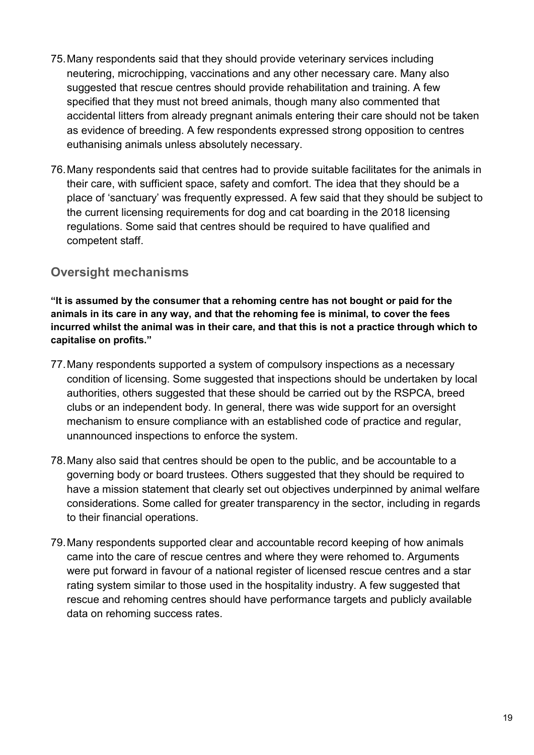75. Many respondents said that they should provide veterinary services including neutering, microchipping, vaccinations and any other necessary care. Many also suggested that rescue centres should provide rehabilitation and training. A few specified that they must not breed animals, though many also commented that accidental litters from already pregnant animals entering their care should not be taken as evidence of breeding. A few respondents expressed strong opposition to centres euthanising animals unless absolutely necessary.

76. Many respondents said that centres had to provide suitable facilitates for the animals in their care, with sufficient space, safety and comfort. The idea that they should be a place of 'sanctuary' was frequently expressed. A few said that they should be subject to the current licensing requirements for dog and cat boarding in the 2018 licensing regulations. Some said that centres should be required to have qualified and competent staff.

## Oversight mechanisms

**"It is assumed by the consumer that a rehoming centre has not bought or paid for the animals in its care in any way, and that the rehoming fee is minimal, to cover the fees incurred whilst the animal was in their care, and that this is not a practice through which to capitalise on profits."**

77. Many respondents supported a system of compulsory inspections as a necessary condition of licensing. Some suggested that inspections should be undertaken by local authorities, others suggested that these should be carried out by the RSPCA, breed clubs or an independent body. In general, there was wide support for an oversight mechanism to ensure compliance with an established code of practice and regular, unannounced inspections to enforce the system.

78. Many also said that centres should be open to the public, and be accountable to a governing body or board trustees. Others suggested that they should be required to have a mission statement that clearly set out objectives underpinned by animal welfare considerations. Some called for greater transparency in the sector, including in regards to their financial operations.

79. Many respondents supported clear and accountable record keeping of how animals came into the care of rescue centres and where they were rehomed to. Arguments were put forward in favour of a national register of licensed rescue centres and a star rating system similar to those used in the hospitality industry. A few suggested that rescue and rehoming centres should have performance targets and publicly available data on rehoming success rates.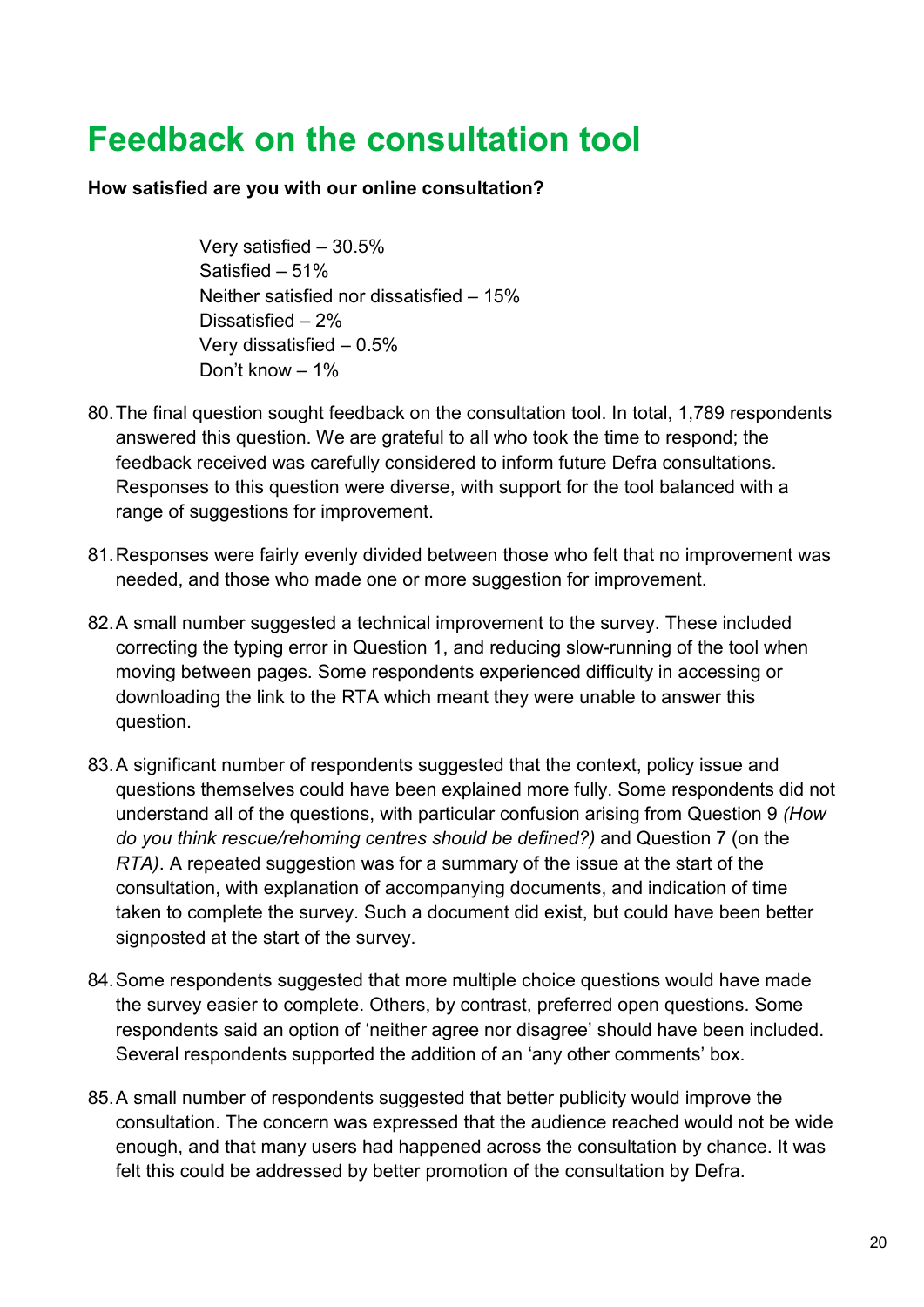# Feedback on the consultation tool

**How satisfied are you with our online consultation?**

Very satisfied – 30.5%
Satisfied – 51%
Neither satisfied nor dissatisfied – 15%
Dissatisfied – 2%
Very dissatisfied – 0.5%
Don't know – 1%

80. The final question sought feedback on the consultation tool. In total, 1,789 respondents answered this question. We are grateful to all who took the time to respond; the feedback received was carefully considered to inform future Defra consultations. Responses to this question were diverse, with support for the tool balanced with a range of suggestions for improvement.

81. Responses were fairly evenly divided between those who felt that no improvement was needed, and those who made one or more suggestion for improvement.

82. A small number suggested a technical improvement to the survey. These included correcting the typing error in Question 1, and reducing slow-running of the tool when moving between pages. Some respondents experienced difficulty in accessing or downloading the link to the RTA which meant they were unable to answer this question.

83. A significant number of respondents suggested that the context, policy issue and questions themselves could have been explained more fully. Some respondents did not understand all of the questions, with particular confusion arising from Question 9 *(How do you think rescue/rehoming centres should be defined?)* and Question 7 (on the *RTA)*. A repeated suggestion was for a summary of the issue at the start of the consultation, with explanation of accompanying documents, and indication of time taken to complete the survey. Such a document did exist, but could have been better signposted at the start of the survey.

84. Some respondents suggested that more multiple choice questions would have made the survey easier to complete. Others, by contrast, preferred open questions. Some respondents said an option of 'neither agree nor disagree' should have been included. Several respondents supported the addition of an 'any other comments' box.

85. A small number of respondents suggested that better publicity would improve the consultation. The concern was expressed that the audience reached would not be wide enough, and that many users had happened across the consultation by chance. It was felt this could be addressed by better promotion of the consultation by Defra.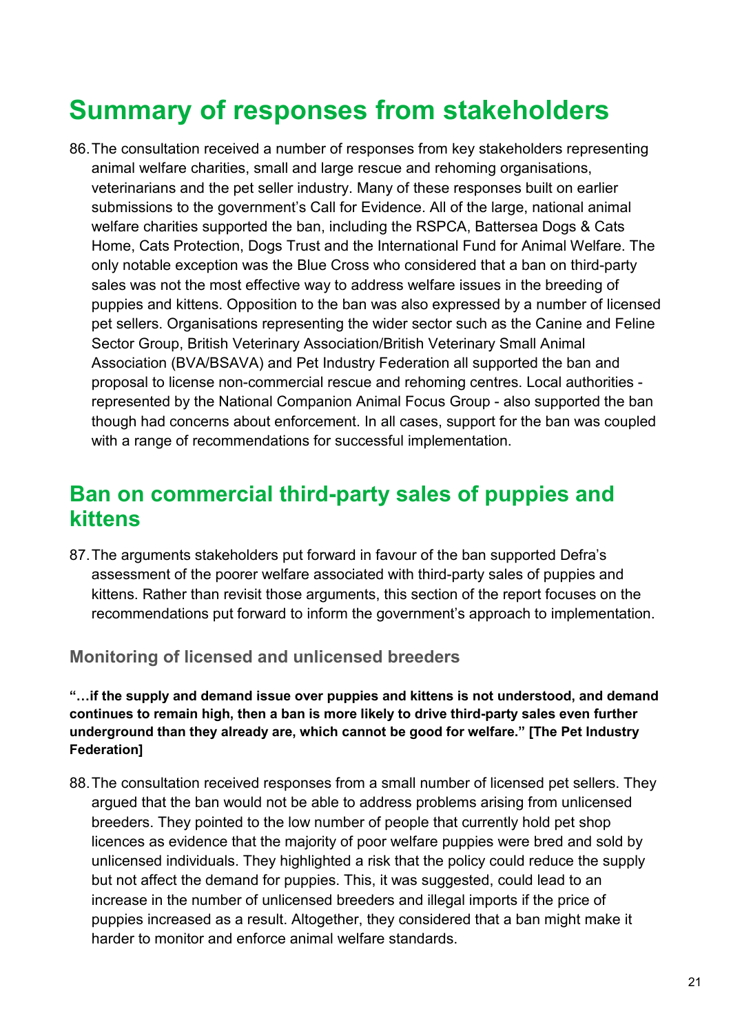# Summary of responses from stakeholders

86. The consultation received a number of responses from key stakeholders representing animal welfare charities, small and large rescue and rehoming organisations, veterinarians and the pet seller industry. Many of these responses built on earlier submissions to the government's Call for Evidence. All of the large, national animal welfare charities supported the ban, including the RSPCA, Battersea Dogs & Cats Home, Cats Protection, Dogs Trust and the International Fund for Animal Welfare. The only notable exception was the Blue Cross who considered that a ban on third-party sales was not the most effective way to address welfare issues in the breeding of puppies and kittens. Opposition to the ban was also expressed by a number of licensed pet sellers. Organisations representing the wider sector such as the Canine and Feline Sector Group, British Veterinary Association/British Veterinary Small Animal Association (BVA/BSAVA) and Pet Industry Federation all supported the ban and proposal to license non-commercial rescue and rehoming centres. Local authorities - represented by the National Companion Animal Focus Group - also supported the ban though had concerns about enforcement. In all cases, support for the ban was coupled with a range of recommendations for successful implementation.

## Ban on commercial third-party sales of puppies and kittens

87. The arguments stakeholders put forward in favour of the ban supported Defra's assessment of the poorer welfare associated with third-party sales of puppies and kittens. Rather than revisit those arguments, this section of the report focuses on the recommendations put forward to inform the government's approach to implementation.

### Monitoring of licensed and unlicensed breeders

**"…if the supply and demand issue over puppies and kittens is not understood, and demand continues to remain high, then a ban is more likely to drive third-party sales even further underground than they already are, which cannot be good for welfare." [The Pet Industry Federation]**

88. The consultation received responses from a small number of licensed pet sellers. They argued that the ban would not be able to address problems arising from unlicensed breeders. They pointed to the low number of people that currently hold pet shop licences as evidence that the majority of poor welfare puppies were bred and sold by unlicensed individuals. They highlighted a risk that the policy could reduce the supply but not affect the demand for puppies. This, it was suggested, could lead to an increase in the number of unlicensed breeders and illegal imports if the price of puppies increased as a result. Altogether, they considered that a ban might make it harder to monitor and enforce animal welfare standards.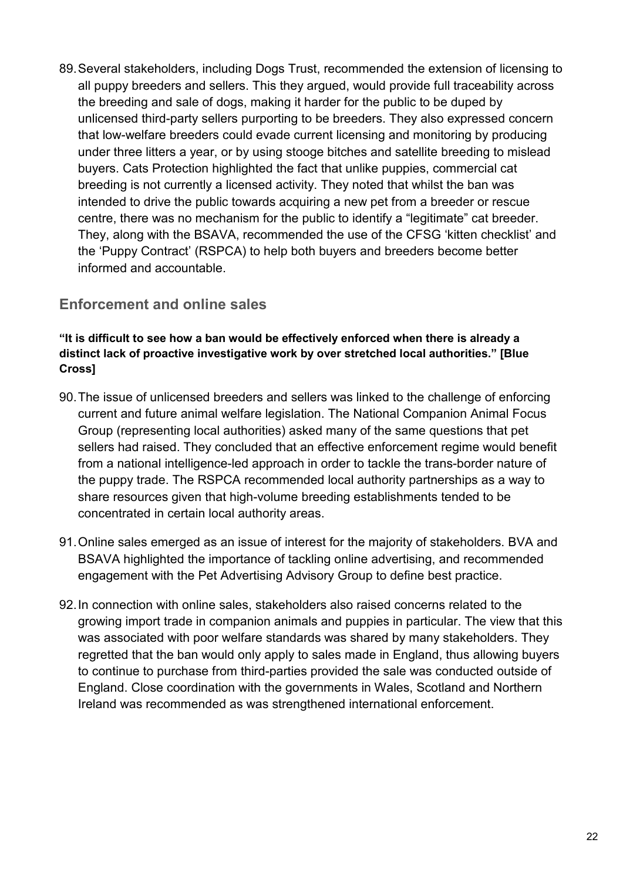89. Several stakeholders, including Dogs Trust, recommended the extension of licensing to all puppy breeders and sellers. This they argued, would provide full traceability across the breeding and sale of dogs, making it harder for the public to be duped by unlicensed third-party sellers purporting to be breeders. They also expressed concern that low-welfare breeders could evade current licensing and monitoring by producing under three litters a year, or by using stooge bitches and satellite breeding to mislead buyers. Cats Protection highlighted the fact that unlike puppies, commercial cat breeding is not currently a licensed activity. They noted that whilst the ban was intended to drive the public towards acquiring a new pet from a breeder or rescue centre, there was no mechanism for the public to identify a "legitimate" cat breeder. They, along with the BSAVA, recommended the use of the CFSG 'kitten checklist' and the 'Puppy Contract' (RSPCA) to help both buyers and breeders become better informed and accountable.

## Enforcement and online sales

**"It is difficult to see how a ban would be effectively enforced when there is already a distinct lack of proactive investigative work by over stretched local authorities." [Blue Cross]**

90. The issue of unlicensed breeders and sellers was linked to the challenge of enforcing current and future animal welfare legislation. The National Companion Animal Focus Group (representing local authorities) asked many of the same questions that pet sellers had raised. They concluded that an effective enforcement regime would benefit from a national intelligence-led approach in order to tackle the trans-border nature of the puppy trade. The RSPCA recommended local authority partnerships as a way to share resources given that high-volume breeding establishments tended to be concentrated in certain local authority areas.

91. Online sales emerged as an issue of interest for the majority of stakeholders. BVA and BSAVA highlighted the importance of tackling online advertising, and recommended engagement with the Pet Advertising Advisory Group to define best practice.

92. In connection with online sales, stakeholders also raised concerns related to the growing import trade in companion animals and puppies in particular. The view that this was associated with poor welfare standards was shared by many stakeholders. They regretted that the ban would only apply to sales made in England, thus allowing buyers to continue to purchase from third-parties provided the sale was conducted outside of England. Close coordination with the governments in Wales, Scotland and Northern Ireland was recommended as was strengthened international enforcement.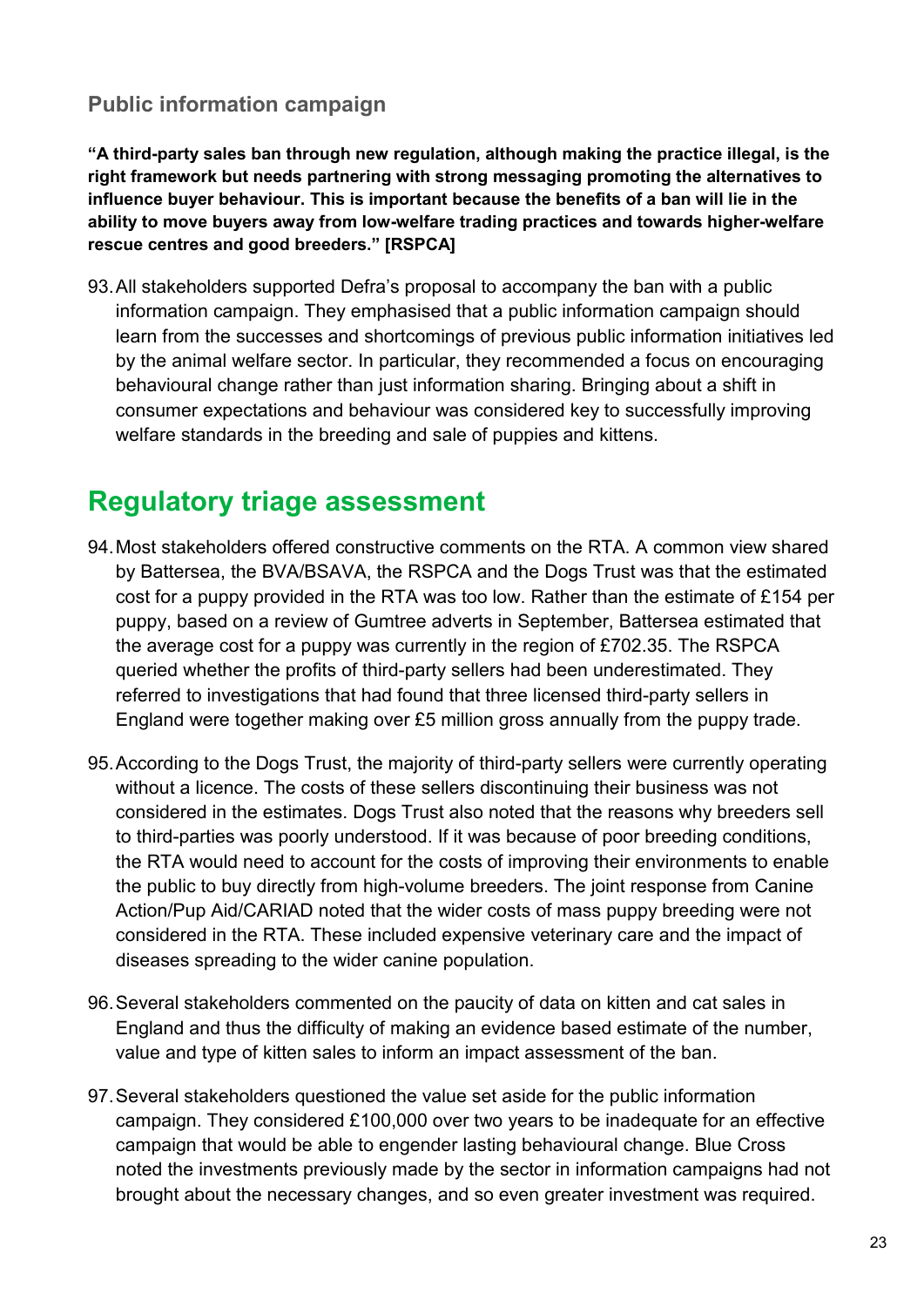### Public information campaign

**"A third-party sales ban through new regulation, although making the practice illegal, is the right framework but needs partnering with strong messaging promoting the alternatives to influence buyer behaviour. This is important because the benefits of a ban will lie in the ability to move buyers away from low-welfare trading practices and towards higher-welfare rescue centres and good breeders." [RSPCA]**

93. All stakeholders supported Defra's proposal to accompany the ban with a public information campaign. They emphasised that a public information campaign should learn from the successes and shortcomings of previous public information initiatives led by the animal welfare sector. In particular, they recommended a focus on encouraging behavioural change rather than just information sharing. Bringing about a shift in consumer expectations and behaviour was considered key to successfully improving welfare standards in the breeding and sale of puppies and kittens.

## Regulatory triage assessment

94. Most stakeholders offered constructive comments on the RTA. A common view shared by Battersea, the BVA/BSAVA, the RSPCA and the Dogs Trust was that the estimated cost for a puppy provided in the RTA was too low. Rather than the estimate of £154 per puppy, based on a review of Gumtree adverts in September, Battersea estimated that the average cost for a puppy was currently in the region of £702.35. The RSPCA queried whether the profits of third-party sellers had been underestimated. They referred to investigations that had found that three licensed third-party sellers in England were together making over £5 million gross annually from the puppy trade.

95. According to the Dogs Trust, the majority of third-party sellers were currently operating without a licence. The costs of these sellers discontinuing their business was not considered in the estimates. Dogs Trust also noted that the reasons why breeders sell to third-parties was poorly understood. If it was because of poor breeding conditions, the RTA would need to account for the costs of improving their environments to enable the public to buy directly from high-volume breeders. The joint response from Canine Action/Pup Aid/CARIAD noted that the wider costs of mass puppy breeding were not considered in the RTA. These included expensive veterinary care and the impact of diseases spreading to the wider canine population.

96. Several stakeholders commented on the paucity of data on kitten and cat sales in England and thus the difficulty of making an evidence based estimate of the number, value and type of kitten sales to inform an impact assessment of the ban.

97. Several stakeholders questioned the value set aside for the public information campaign. They considered £100,000 over two years to be inadequate for an effective campaign that would be able to engender lasting behavioural change. Blue Cross noted the investments previously made by the sector in information campaigns had not brought about the necessary changes, and so even greater investment was required.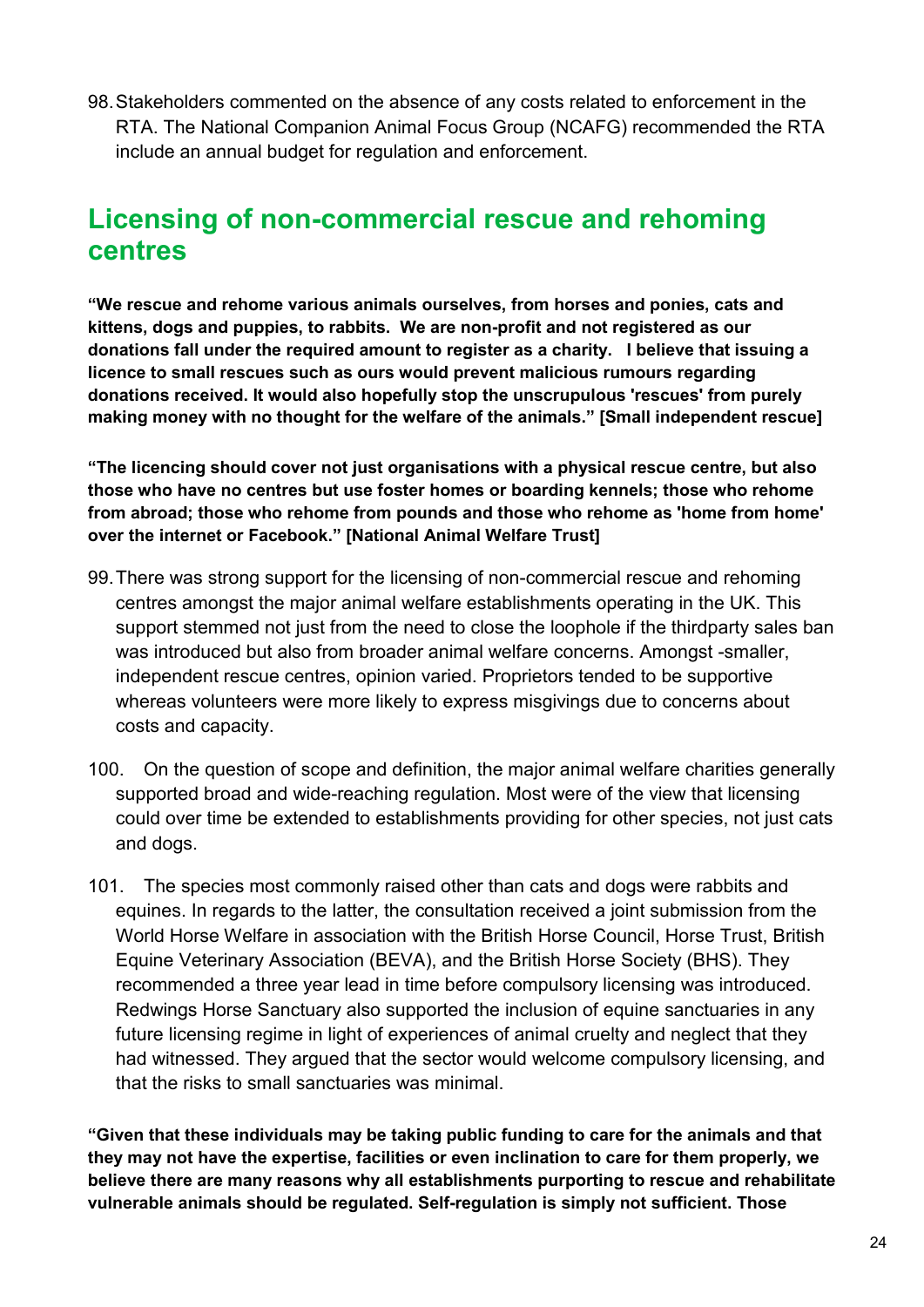98. Stakeholders commented on the absence of any costs related to enforcement in the RTA. The National Companion Animal Focus Group (NCAFG) recommended the RTA include an annual budget for regulation and enforcement.

## Licensing of non-commercial rescue and rehoming centres

**"We rescue and rehome various animals ourselves, from horses and ponies, cats and kittens, dogs and puppies, to rabbits. We are non-profit and not registered as our donations fall under the required amount to register as a charity. I believe that issuing a licence to small rescues such as ours would prevent malicious rumours regarding donations received. It would also hopefully stop the unscrupulous 'rescues' from purely making money with no thought for the welfare of the animals." [Small independent rescue]**

**"The licencing should cover not just organisations with a physical rescue centre, but also those who have no centres but use foster homes or boarding kennels; those who rehome from abroad; those who rehome from pounds and those who rehome as 'home from home' over the internet or Facebook." [National Animal Welfare Trust]**

99. There was strong support for the licensing of non-commercial rescue and rehoming centres amongst the major animal welfare establishments operating in the UK. This support stemmed not just from the need to close the loophole if the thirdparty sales ban was introduced but also from broader animal welfare concerns. Amongst -smaller, independent rescue centres, opinion varied. Proprietors tended to be supportive whereas volunteers were more likely to express misgivings due to concerns about costs and capacity.

100. On the question of scope and definition, the major animal welfare charities generally supported broad and wide-reaching regulation. Most were of the view that licensing could over time be extended to establishments providing for other species, not just cats and dogs.

101. The species most commonly raised other than cats and dogs were rabbits and equines. In regards to the latter, the consultation received a joint submission from the World Horse Welfare in association with the British Horse Council, Horse Trust, British Equine Veterinary Association (BEVA), and the British Horse Society (BHS). They recommended a three year lead in time before compulsory licensing was introduced. Redwings Horse Sanctuary also supported the inclusion of equine sanctuaries in any future licensing regime in light of experiences of animal cruelty and neglect that they had witnessed. They argued that the sector would welcome compulsory licensing, and that the risks to small sanctuaries was minimal.

**"Given that these individuals may be taking public funding to care for the animals and that they may not have the expertise, facilities or even inclination to care for them properly, we believe there are many reasons why all establishments purporting to rescue and rehabilitate vulnerable animals should be regulated. Self-regulation is simply not sufficient. Those**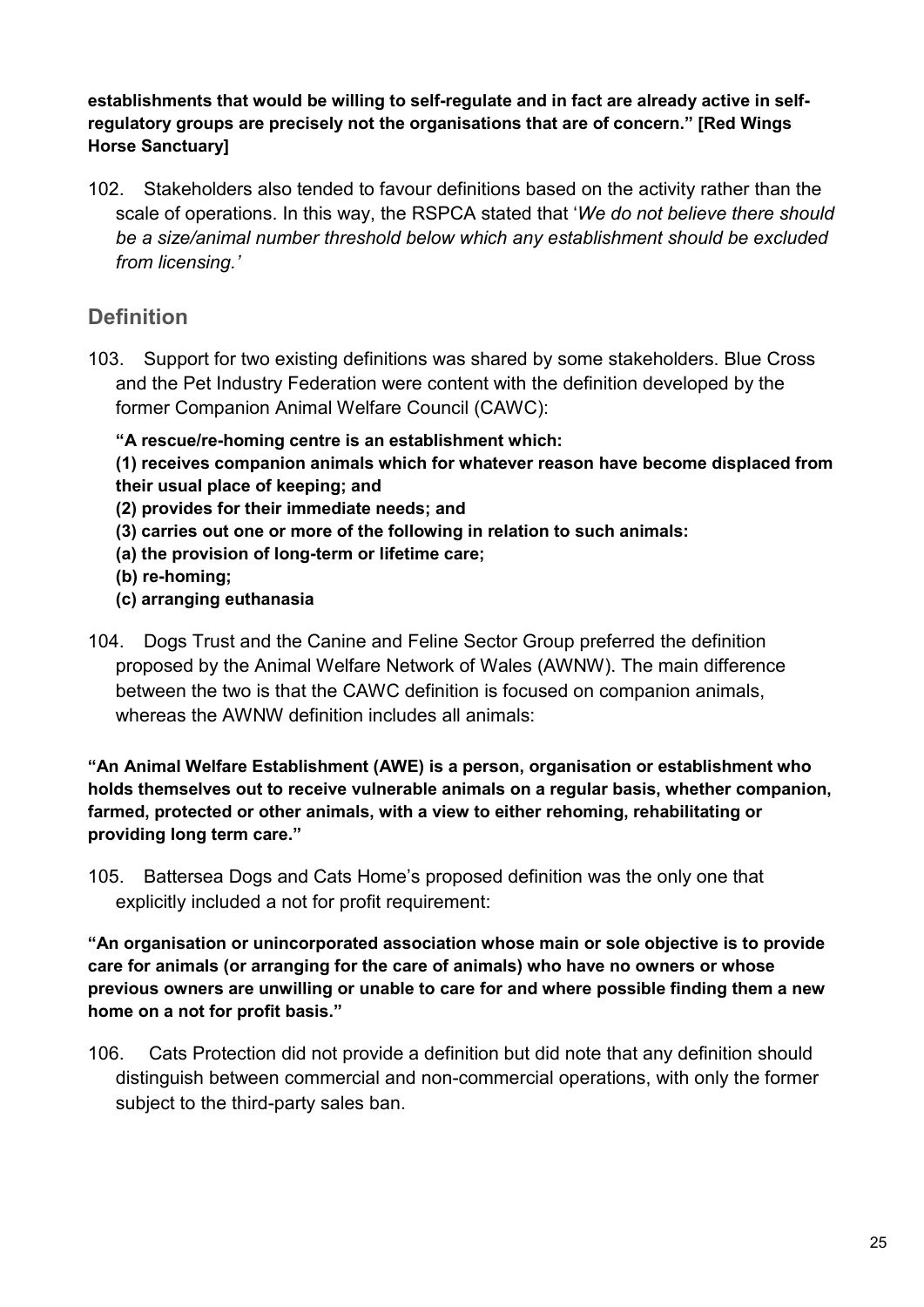**establishments that would be willing to self-regulate and in fact are already active in self-regulatory groups are precisely not the organisations that are of concern." [Red Wings Horse Sanctuary]**

102. Stakeholders also tended to favour definitions based on the activity rather than the scale of operations. In this way, the RSPCA stated that '*We do not believe there should be a size/animal number threshold below which any establishment should be excluded from licensing.'*

## Definition

103. Support for two existing definitions was shared by some stakeholders. Blue Cross and the Pet Industry Federation were content with the definition developed by the former Companion Animal Welfare Council (CAWC):

**"A rescue/re-homing centre is an establishment which:**
**(1) receives companion animals which for whatever reason have become displaced from their usual place of keeping; and**
**(2) provides for their immediate needs; and**
**(3) carries out one or more of the following in relation to such animals:**
**(a) the provision of long-term or lifetime care;**
**(b) re-homing;**
**(c) arranging euthanasia**

104. Dogs Trust and the Canine and Feline Sector Group preferred the definition proposed by the Animal Welfare Network of Wales (AWNW). The main difference between the two is that the CAWC definition is focused on companion animals, whereas the AWNW definition includes all animals:

**"An Animal Welfare Establishment (AWE) is a person, organisation or establishment who holds themselves out to receive vulnerable animals on a regular basis, whether companion, farmed, protected or other animals, with a view to either rehoming, rehabilitating or providing long term care."**

105. Battersea Dogs and Cats Home's proposed definition was the only one that explicitly included a not for profit requirement:

**"An organisation or unincorporated association whose main or sole objective is to provide care for animals (or arranging for the care of animals) who have no owners or whose previous owners are unwilling or unable to care for and where possible finding them a new home on a not for profit basis."**

106. Cats Protection did not provide a definition but did note that any definition should distinguish between commercial and non-commercial operations, with only the former subject to the third-party sales ban.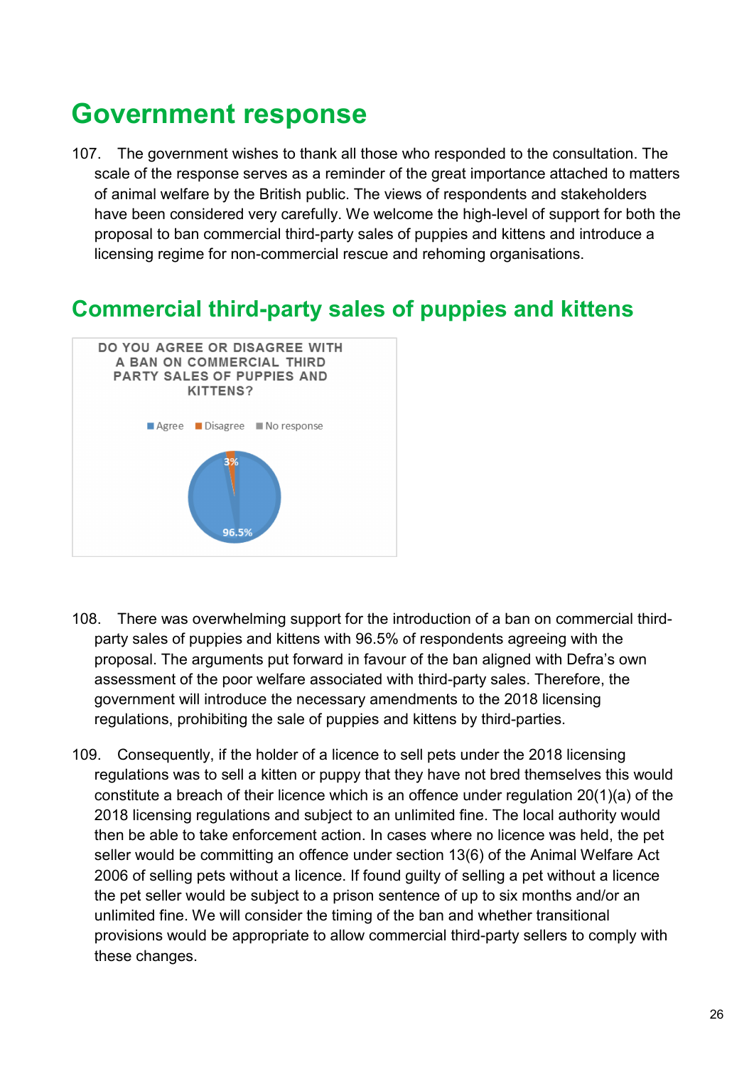# Government response

107. The government wishes to thank all those who responded to the consultation. The scale of the response serves as a reminder of the great importance attached to matters of animal welfare by the British public. The views of respondents and stakeholders have been considered very carefully. We welcome the high-level of support for both the proposal to ban commercial third-party sales of puppies and kittens and introduce a licensing regime for non-commercial rescue and rehoming organisations.

## Commercial third-party sales of puppies and kittens

DO YOU AGREE OR DISAGREE WITH A BAN ON COMMERCIAL THIRD PARTY SALES OF PUPPIES AND KITTENS?

| Response | Percentage |
|---|---|
| Agree | 96.5% |
| Disagree | 3% |
| No response | |

108. There was overwhelming support for the introduction of a ban on commercial third-party sales of puppies and kittens with 96.5% of respondents agreeing with the proposal. The arguments put forward in favour of the ban aligned with Defra's own assessment of the poor welfare associated with third-party sales. Therefore, the government will introduce the necessary amendments to the 2018 licensing regulations, prohibiting the sale of puppies and kittens by third-parties.

109. Consequently, if the holder of a licence to sell pets under the 2018 licensing regulations was to sell a kitten or puppy that they have not bred themselves this would constitute a breach of their licence which is an offence under regulation 20(1)(a) of the 2018 licensing regulations and subject to an unlimited fine. The local authority would then be able to take enforcement action. In cases where no licence was held, the pet seller would be committing an offence under section 13(6) of the Animal Welfare Act 2006 of selling pets without a licence. If found guilty of selling a pet without a licence the pet seller would be subject to a prison sentence of up to six months and/or an unlimited fine. We will consider the timing of the ban and whether transitional provisions would be appropriate to allow commercial third-party sellers to comply with these changes.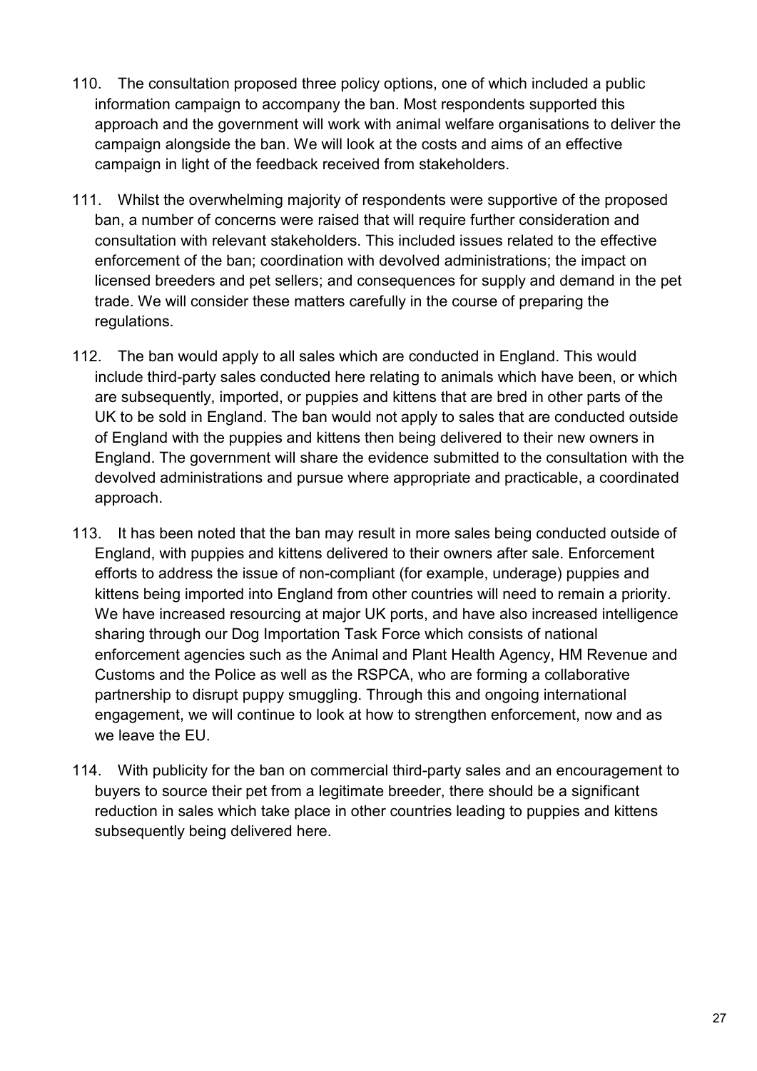110. The consultation proposed three policy options, one of which included a public information campaign to accompany the ban. Most respondents supported this approach and the government will work with animal welfare organisations to deliver the campaign alongside the ban. We will look at the costs and aims of an effective campaign in light of the feedback received from stakeholders.

111. Whilst the overwhelming majority of respondents were supportive of the proposed ban, a number of concerns were raised that will require further consideration and consultation with relevant stakeholders. This included issues related to the effective enforcement of the ban; coordination with devolved administrations; the impact on licensed breeders and pet sellers; and consequences for supply and demand in the pet trade. We will consider these matters carefully in the course of preparing the regulations.

112. The ban would apply to all sales which are conducted in England. This would include third-party sales conducted here relating to animals which have been, or which are subsequently, imported, or puppies and kittens that are bred in other parts of the UK to be sold in England. The ban would not apply to sales that are conducted outside of England with the puppies and kittens then being delivered to their new owners in England. The government will share the evidence submitted to the consultation with the devolved administrations and pursue where appropriate and practicable, a coordinated approach.

113. It has been noted that the ban may result in more sales being conducted outside of England, with puppies and kittens delivered to their owners after sale. Enforcement efforts to address the issue of non-compliant (for example, underage) puppies and kittens being imported into England from other countries will need to remain a priority. We have increased resourcing at major UK ports, and have also increased intelligence sharing through our Dog Importation Task Force which consists of national enforcement agencies such as the Animal and Plant Health Agency, HM Revenue and Customs and the Police as well as the RSPCA, who are forming a collaborative partnership to disrupt puppy smuggling. Through this and ongoing international engagement, we will continue to look at how to strengthen enforcement, now and as we leave the EU.

114. With publicity for the ban on commercial third-party sales and an encouragement to buyers to source their pet from a legitimate breeder, there should be a significant reduction in sales which take place in other countries leading to puppies and kittens subsequently being delivered here.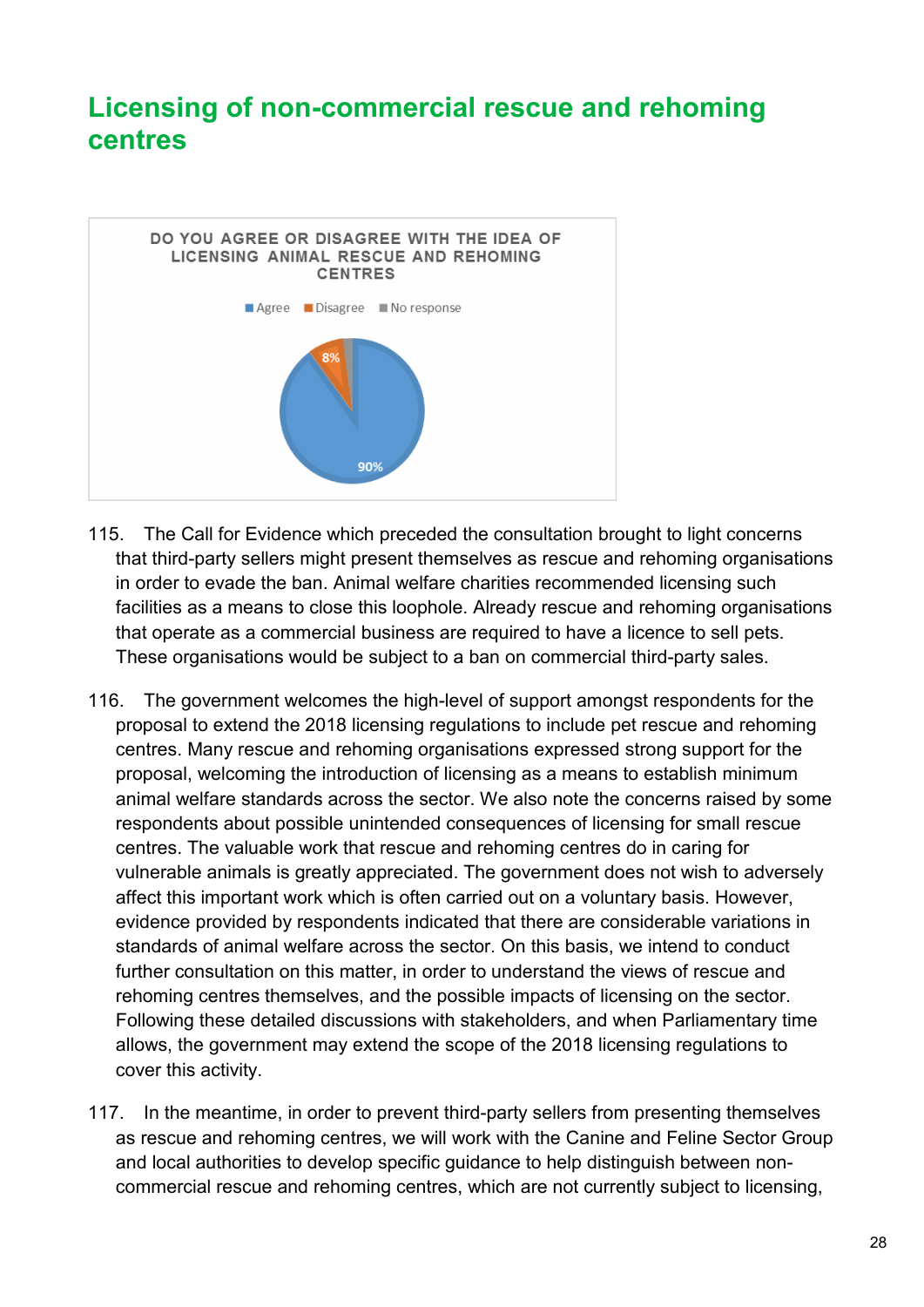## Licensing of non-commercial rescue and rehoming centres

115. The Call for Evidence which preceded the consultation brought to light concerns that third-party sellers might present themselves as rescue and rehoming organisations in order to evade the ban. Animal welfare charities recommended licensing such facilities as a means to close this loophole. Already rescue and rehoming organisations that operate as a commercial business are required to have a licence to sell pets. These organisations would be subject to a ban on commercial third-party sales.

116. The government welcomes the high-level of support amongst respondents for the proposal to extend the 2018 licensing regulations to include pet rescue and rehoming centres. Many rescue and rehoming organisations expressed strong support for the proposal, welcoming the introduction of licensing as a means to establish minimum animal welfare standards across the sector. We also note the concerns raised by some respondents about possible unintended consequences of licensing for small rescue centres. The valuable work that rescue and rehoming centres do in caring for vulnerable animals is greatly appreciated. The government does not wish to adversely affect this important work which is often carried out on a voluntary basis. However, evidence provided by respondents indicated that there are considerable variations in standards of animal welfare across the sector. On this basis, we intend to conduct further consultation on this matter, in order to understand the views of rescue and rehoming centres themselves, and the possible impacts of licensing on the sector. Following these detailed discussions with stakeholders, and when Parliamentary time allows, the government may extend the scope of the 2018 licensing regulations to cover this activity.

117. In the meantime, in order to prevent third-party sellers from presenting themselves as rescue and rehoming centres, we will work with the Canine and Feline Sector Group and local authorities to develop specific guidance to help distinguish between non-commercial rescue and rehoming centres, which are not currently subject to licensing,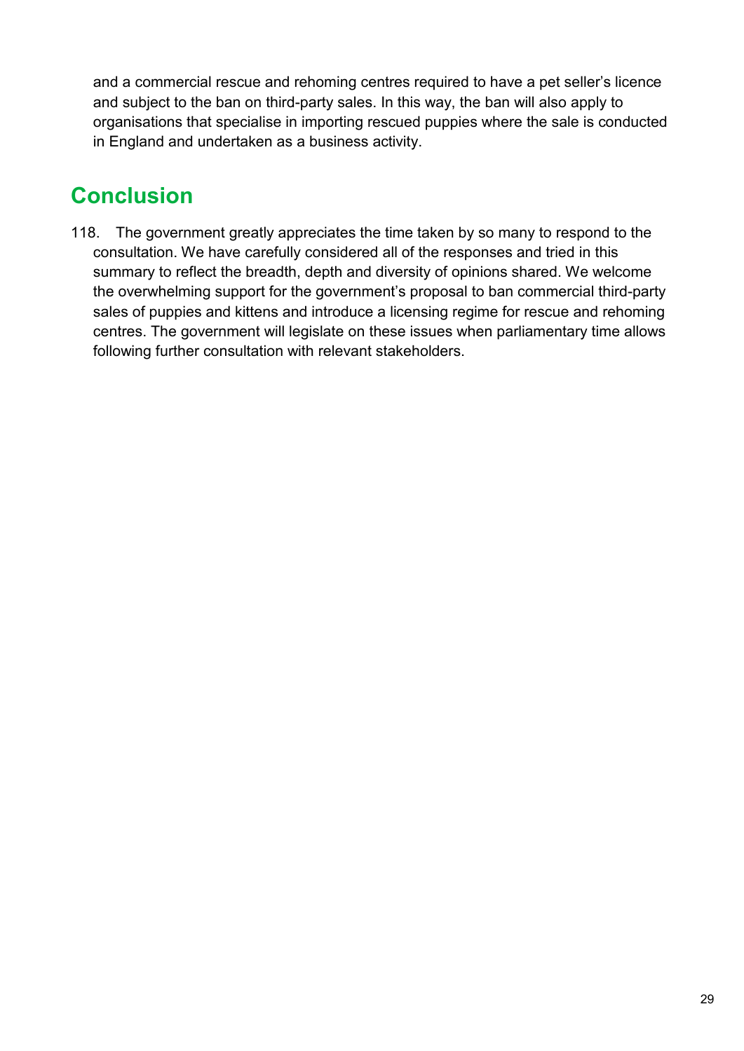and a commercial rescue and rehoming centres required to have a pet seller's licence and subject to the ban on third-party sales. In this way, the ban will also apply to organisations that specialise in importing rescued puppies where the sale is conducted in England and undertaken as a business activity.

## Conclusion

118. The government greatly appreciates the time taken by so many to respond to the consultation. We have carefully considered all of the responses and tried in this summary to reflect the breadth, depth and diversity of opinions shared. We welcome the overwhelming support for the government's proposal to ban commercial third-party sales of puppies and kittens and introduce a licensing regime for rescue and rehoming centres. The government will legislate on these issues when parliamentary time allows following further consultation with relevant stakeholders.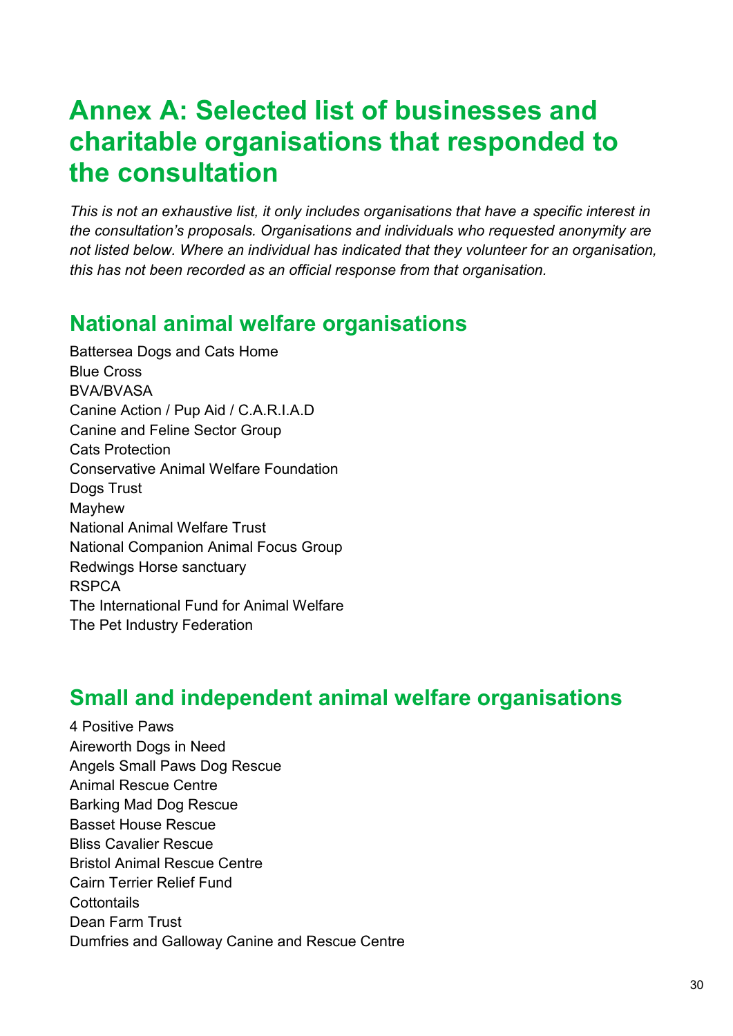# Annex A: Selected list of businesses and charitable organisations that responded to the consultation

*This is not an exhaustive list, it only includes organisations that have a specific interest in the consultation's proposals. Organisations and individuals who requested anonymity are not listed below. Where an individual has indicated that they volunteer for an organisation, this has not been recorded as an official response from that organisation.*

## National animal welfare organisations

Battersea Dogs and Cats Home
Blue Cross
BVA/BVASA
Canine Action / Pup Aid / C.A.R.I.A.D
Canine and Feline Sector Group
Cats Protection
Conservative Animal Welfare Foundation
Dogs Trust
Mayhew
National Animal Welfare Trust
National Companion Animal Focus Group
Redwings Horse sanctuary
RSPCA
The International Fund for Animal Welfare
The Pet Industry Federation

## Small and independent animal welfare organisations

4 Positive Paws
Aireworth Dogs in Need
Angels Small Paws Dog Rescue
Animal Rescue Centre
Barking Mad Dog Rescue
Basset House Rescue
Bliss Cavalier Rescue
Bristol Animal Rescue Centre
Cairn Terrier Relief Fund
Cottontails
Dean Farm Trust
Dumfries and Galloway Canine and Rescue Centre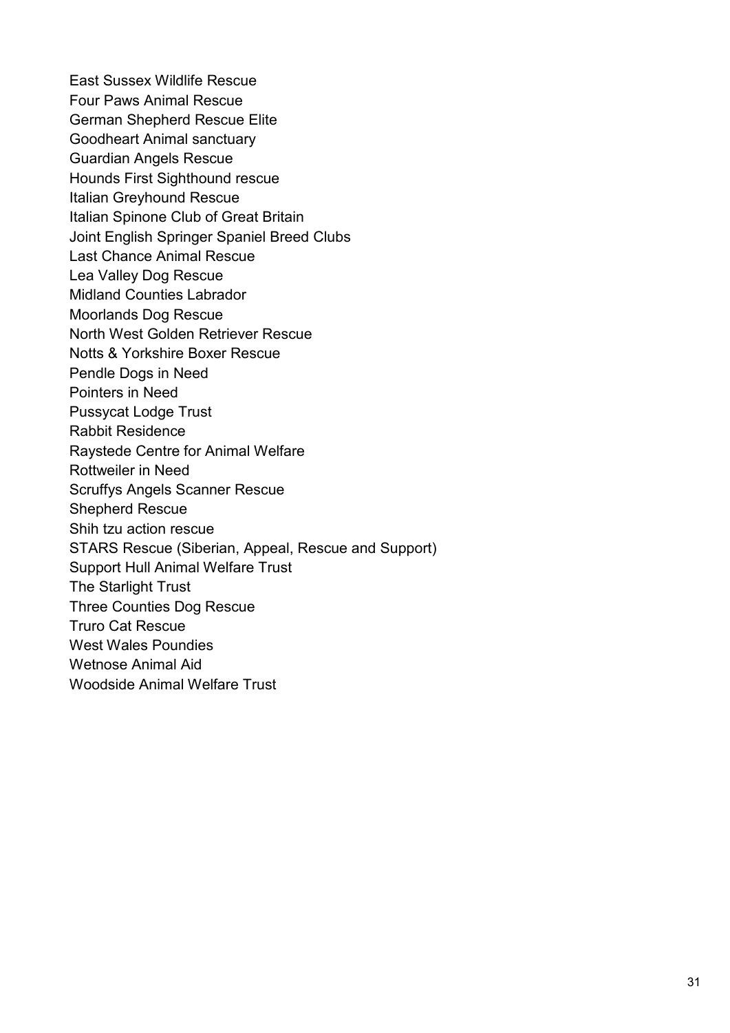East Sussex Wildlife Rescue
Four Paws Animal Rescue
German Shepherd Rescue Elite
Goodheart Animal sanctuary
Guardian Angels Rescue
Hounds First Sighthound rescue
Italian Greyhound Rescue
Italian Spinone Club of Great Britain
Joint English Springer Spaniel Breed Clubs
Last Chance Animal Rescue
Lea Valley Dog Rescue
Midland Counties Labrador
Moorlands Dog Rescue
North West Golden Retriever Rescue
Notts & Yorkshire Boxer Rescue
Pendle Dogs in Need
Pointers in Need
Pussycat Lodge Trust
Rabbit Residence
Raystede Centre for Animal Welfare
Rottweiler in Need
Scruffys Angels Scanner Rescue
Shepherd Rescue
Shih tzu action rescue
STARS Rescue (Siberian, Appeal, Rescue and Support)
Support Hull Animal Welfare Trust
The Starlight Trust
Three Counties Dog Rescue
Truro Cat Rescue
West Wales Poundies
Wetnose Animal Aid
Woodside Animal Welfare Trust